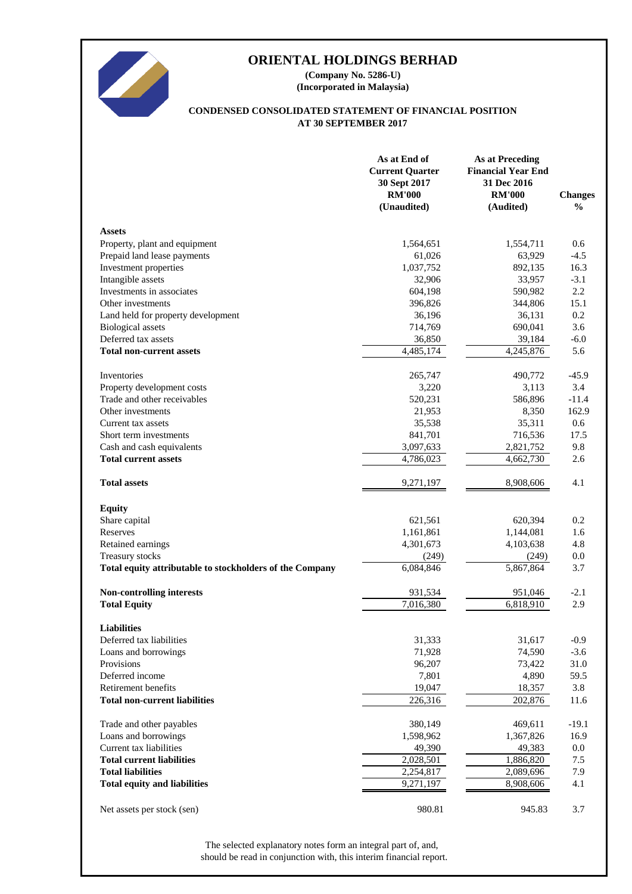# ORIENTAL HOLDINGS BERHAD

**(Company No. 5286-U)**
**(Incorporated in Malaysia)**

**CONDENSED CONSOLIDATED STATEMENT OF FINANCIAL POSITION**
**AT 30 SEPTEMBER 2017**

| | As at End of Current Quarter 30 Sept 2017 RM'000 (Unaudited) | As at Preceding Financial Year End 31 Dec 2016 RM'000 (Audited) | Changes % |
|---|---|---|---|
| **Assets** | | | |
| Property, plant and equipment | 1,564,651 | 1,554,711 | 0.6 |
| Prepaid land lease payments | 61,026 | 63,929 | -4.5 |
| Investment properties | 1,037,752 | 892,135 | 16.3 |
| Intangible assets | 32,906 | 33,957 | -3.1 |
| Investments in associates | 604,198 | 590,982 | 2.2 |
| Other investments | 396,826 | 344,806 | 15.1 |
| Land held for property development | 36,196 | 36,131 | 0.2 |
| Biological assets | 714,769 | 690,041 | 3.6 |
| Deferred tax assets | 36,850 | 39,184 | -6.0 |
| **Total non-current assets** | 4,485,174 | 4,245,876 | 5.6 |
| | | | |
| Inventories | 265,747 | 490,772 | -45.9 |
| Property development costs | 3,220 | 3,113 | 3.4 |
| Trade and other receivables | 520,231 | 586,896 | -11.4 |
| Other investments | 21,953 | 8,350 | 162.9 |
| Current tax assets | 35,538 | 35,311 | 0.6 |
| Short term investments | 841,701 | 716,536 | 17.5 |
| Cash and cash equivalents | 3,097,633 | 2,821,752 | 9.8 |
| **Total current assets** | 4,786,023 | 4,662,730 | 2.6 |
| | | | |
| **Total assets** | 9,271,197 | 8,908,606 | 4.1 |
| | | | |
| **Equity** | | | |
| Share capital | 621,561 | 620,394 | 0.2 |
| Reserves | 1,161,861 | 1,144,081 | 1.6 |
| Retained earnings | 4,301,673 | 4,103,638 | 4.8 |
| Treasury stocks | (249) | (249) | 0.0 |
| **Total equity attributable to stockholders of the Company** | 6,084,846 | 5,867,864 | 3.7 |
| | | | |
| **Non-controlling interests** | 931,534 | 951,046 | -2.1 |
| **Total Equity** | 7,016,380 | 6,818,910 | 2.9 |
| | | | |
| **Liabilities** | | | |
| Deferred tax liabilities | 31,333 | 31,617 | -0.9 |
| Loans and borrowings | 71,928 | 74,590 | -3.6 |
| Provisions | 96,207 | 73,422 | 31.0 |
| Deferred income | 7,801 | 4,890 | 59.5 |
| Retirement benefits | 19,047 | 18,357 | 3.8 |
| **Total non-current liabilities** | 226,316 | 202,876 | 11.6 |
| | | | |
| Trade and other payables | 380,149 | 469,611 | -19.1 |
| Loans and borrowings | 1,598,962 | 1,367,826 | 16.9 |
| Current tax liabilities | 49,390 | 49,383 | 0.0 |
| **Total current liabilities** | 2,028,501 | 1,886,820 | 7.5 |
| **Total liabilities** | 2,254,817 | 2,089,696 | 7.9 |
| **Total equity and liabilities** | 9,271,197 | 8,908,606 | 4.1 |
| | | | |
| Net assets per stock (sen) | 980.81 | 945.83 | 3.7 |

The selected explanatory notes form an integral part of, and, should be read in conjunction with, this interim financial report.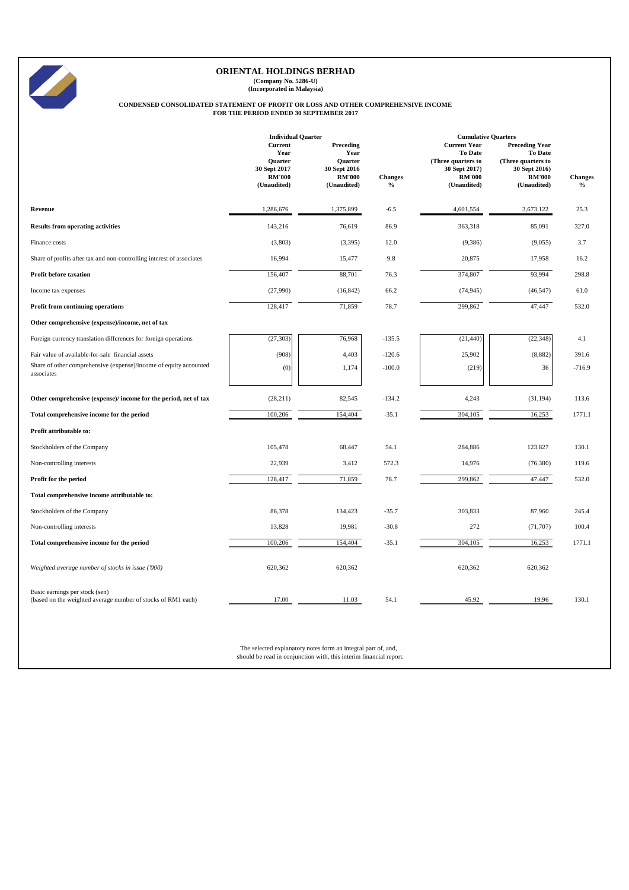# ORIENTAL HOLDINGS BERHAD

**(Company No. 5286-U)**
**(Incorporated in Malaysia)**

## CONDENSED CONSOLIDATED STATEMENT OF PROFIT OR LOSS AND OTHER COMPREHENSIVE INCOME FOR THE PERIOD ENDED 30 SEPTEMBER 2017

| | Individual Quarter | | | Cumulative Quarters | | |
|---|---|---|---|---|---|---|
| | Current Year Quarter 30 Sept 2017 RM'000 (Unaudited) | Preceding Year Quarter 30 Sept 2016 RM'000 (Unaudited) | Changes % | Current Year To Date (Three quarters to 30 Sept 2017) RM'000 (Unaudited) | Preceding Year To Date (Three quarters to 30 Sept 2016) RM'000 (Unaudited) | Changes % |
| **Revenue** | 1,286,676 | 1,375,899 | -6.5 | 4,601,554 | 3,673,122 | 25.3 |
| **Results from operating activities** | 143,216 | 76,619 | 86.9 | 363,318 | 85,091 | 327.0 |
| Finance costs | (3,803) | (3,395) | 12.0 | (9,386) | (9,055) | 3.7 |
| Share of profits after tax and non-controlling interest of associates | 16,994 | 15,477 | 9.8 | 20,875 | 17,958 | 16.2 |
| **Profit before taxation** | 156,407 | 88,701 | 76.3 | 374,807 | 93,994 | 298.8 |
| Income tax expenses | (27,990) | (16,842) | 66.2 | (74,945) | (46,547) | 61.0 |
| **Profit from continuing operations** | 128,417 | 71,859 | 78.7 | 299,862 | 47,447 | 532.0 |
| **Other comprehensive (expense)/income, net of tax** | | | | | | |
| Foreign currency translation differences for foreign operations | (27,303) | 76,968 | -135.5 | (21,440) | (22,348) | 4.1 |
| Fair value of available-for-sale financial assets | (908) | 4,403 | -120.6 | 25,902 | (8,882) | 391.6 |
| Share of other comprehensive (expense)/income of equity accounted associates | (0) | 1,174 | -100.0 | (219) | 36 | -716.9 |
| **Other comprehensive (expense)/ income for the period, net of tax** | (28,211) | 82,545 | -134.2 | 4,243 | (31,194) | 113.6 |
| **Total comprehensive income for the period** | 100,206 | 154,404 | -35.1 | 304,105 | 16,253 | 1771.1 |
| **Profit attributable to:** | | | | | | |
| Stockholders of the Company | 105,478 | 68,447 | 54.1 | 284,886 | 123,827 | 130.1 |
| Non-controlling interests | 22,939 | 3,412 | 572.3 | 14,976 | (76,380) | 119.6 |
| **Profit for the period** | 128,417 | 71,859 | 78.7 | 299,862 | 47,447 | 532.0 |
| **Total comprehensive income attributable to:** | | | | | | |
| Stockholders of the Company | 86,378 | 134,423 | -35.7 | 303,833 | 87,960 | 245.4 |
| Non-controlling interests | 13,828 | 19,981 | -30.8 | 272 | (71,707) | 100.4 |
| **Total comprehensive income for the period** | 100,206 | 154,404 | -35.1 | 304,105 | 16,253 | 1771.1 |
| *Weighted average number of stocks in issue ('000)* | 620,362 | 620,362 | | 620,362 | 620,362 | |
| Basic earnings per stock (sen) (based on the weighted average number of stocks of RM1 each) | 17.00 | 11.03 | 54.1 | 45.92 | 19.96 | 130.1 |

The selected explanatory notes form an integral part of, and, should be read in conjunction with, this interim financial report.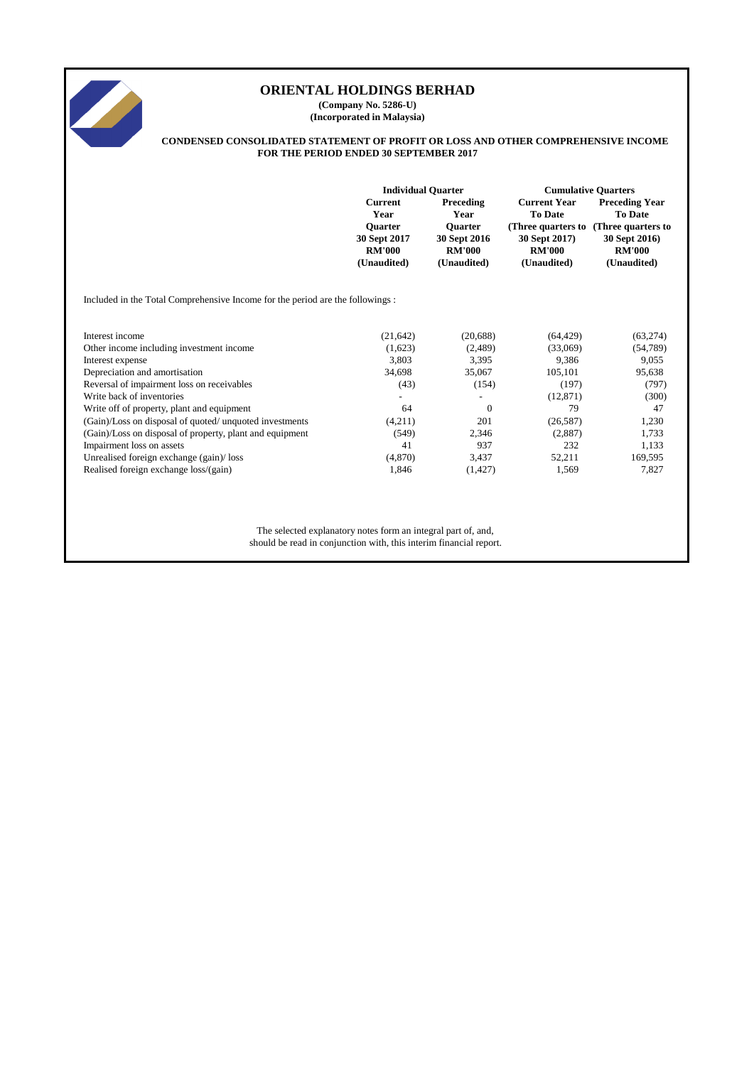# ORIENTAL HOLDINGS BERHAD

**(Company No. 5286-U)**
**(Incorporated in Malaysia)**

**CONDENSED CONSOLIDATED STATEMENT OF PROFIT OR LOSS AND OTHER COMPREHENSIVE INCOME**
**FOR THE PERIOD ENDED 30 SEPTEMBER 2017**

| | Individual Quarter | | Cumulative Quarters | |
|---|---|---|---|---|
| | **Current Year Quarter 30 Sept 2017 RM'000 (Unaudited)** | **Preceding Year Quarter 30 Sept 2016 RM'000 (Unaudited)** | **Current Year To Date (Three quarters to 30 Sept 2017) RM'000 (Unaudited)** | **Preceding Year To Date (Three quarters to 30 Sept 2016) RM'000 (Unaudited)** |
| Included in the Total Comprehensive Income for the period are the followings : | | | | |
| Interest income | (21,642) | (20,688) | (64,429) | (63,274) |
| Other income including investment income | (1,623) | (2,489) | (33,069) | (54,789) |
| Interest expense | 3,803 | 3,395 | 9,386 | 9,055 |
| Depreciation and amortisation | 34,698 | 35,067 | 105,101 | 95,638 |
| Reversal of impairment loss on receivables | (43) | (154) | (197) | (797) |
| Write back of inventories | - | - | (12,871) | (300) |
| Write off of property, plant and equipment | 64 | 0 | 79 | 47 |
| (Gain)/Loss on disposal of quoted/ unquoted investments | (4,211) | 201 | (26,587) | 1,230 |
| (Gain)/Loss on disposal of property, plant and equipment | (549) | 2,346 | (2,887) | 1,733 |
| Impairment loss on assets | 41 | 937 | 232 | 1,133 |
| Unrealised foreign exchange (gain)/ loss | (4,870) | 3,437 | 52,211 | 169,595 |
| Realised foreign exchange loss/(gain) | 1,846 | (1,427) | 1,569 | 7,827 |

The selected explanatory notes form an integral part of, and, should be read in conjunction with, this interim financial report.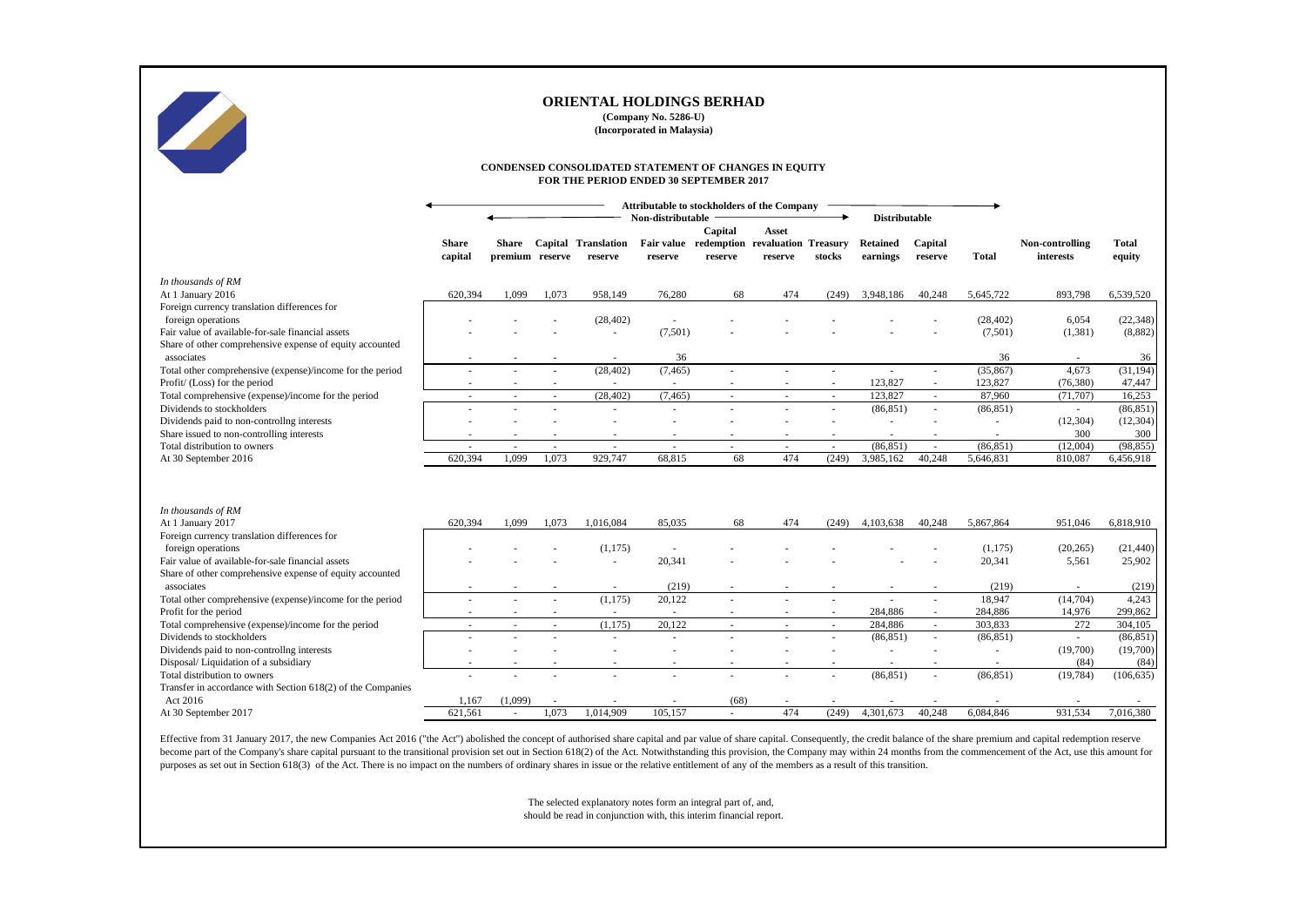# ORIENTAL HOLDINGS BERHAD

**(Company No. 5286-U)**
**(Incorporated in Malaysia)**

## CONDENSED CONSOLIDATED STATEMENT OF CHANGES IN EQUITY
## FOR THE PERIOD ENDED 30 SEPTEMBER 2017

| | Attributable to stockholders of the Company | | | | | | | | | | | | |
|---|---|---|---|---|---|---|---|---|---|---|---|---|---|
| | Non-distributable | | | | | | | | Distributable | | | | |
| | Share capital | Share premium | Capital reserve | Translation reserve | Fair value reserve | Capital redemption reserve | Asset revaluation reserve | Treasury stocks | Retained earnings | Capital reserve | Total | Non-controlling interests | Total equity |
| *In thousands of RM* | | | | | | | | | | | | | |
| At 1 January 2016 | 620,394 | 1,099 | 1,073 | 958,149 | 76,280 | 68 | 474 | (249) | 3,948,186 | 40,248 | 5,645,722 | 893,798 | 6,539,520 |
| Foreign currency translation differences for foreign operations | - | - | - | (28,402) | - | - | - | - | - | - | (28,402) | 6,054 | (22,348) |
| Fair value of available-for-sale financial assets | - | - | - | - | (7,501) | - | - | - | - | - | (7,501) | (1,381) | (8,882) |
| Share of other comprehensive expense of equity accounted associates | - | - | - | - | 36 | | | | | | 36 | - | 36 |
| Total other comprehensive (expense)/income for the period | - | - | - | (28,402) | (7,465) | - | - | - | - | - | (35,867) | 4,673 | (31,194) |
| Profit/ (Loss) for the period | - | - | - | - | - | - | - | - | 123,827 | - | 123,827 | (76,380) | 47,447 |
| Total comprehensive (expense)/income for the period | - | - | - | (28,402) | (7,465) | - | - | - | 123,827 | - | 87,960 | (71,707) | 16,253 |
| Dividends to stockholders | - | - | - | - | - | - | - | - | (86,851) | - | (86,851) | - | (86,851) |
| Dividends paid to non-controllng interests | - | - | - | - | - | - | - | - | - | - | - | (12,304) | (12,304) |
| Share issued to non-controlling interests | - | - | - | - | - | - | - | - | - | - | - | 300 | 300 |
| Total distribution to owners | - | - | - | - | - | - | - | - | (86,851) | - | (86,851) | (12,004) | (98,855) |
| At 30 September 2016 | 620,394 | 1,099 | 1,073 | 929,747 | 68,815 | 68 | 474 | (249) | 3,985,162 | 40,248 | 5,646,831 | 810,087 | 6,456,918 |
| | | | | | | | | | | | | | |
| *In thousands of RM* | | | | | | | | | | | | | |
| At 1 January 2017 | 620,394 | 1,099 | 1,073 | 1,016,084 | 85,035 | 68 | 474 | (249) | 4,103,638 | 40,248 | 5,867,864 | 951,046 | 6,818,910 |
| Foreign currency translation differences for foreign operations | - | - | - | (1,175) | - | - | - | - | - | - | (1,175) | (20,265) | (21,440) |
| Fair value of available-for-sale financial assets | - | - | - | - | 20,341 | - | - | - | - | - | 20,341 | 5,561 | 25,902 |
| Share of other comprehensive expense of equity accounted associates | - | - | - | - | (219) | - | - | - | - | - | (219) | - | (219) |
| Total other comprehensive (expense)/income for the period | - | - | - | (1,175) | 20,122 | - | - | - | - | - | 18,947 | (14,704) | 4,243 |
| Profit for the period | - | - | - | - | - | - | - | - | 284,886 | - | 284,886 | 14,976 | 299,862 |
| Total comprehensive (expense)/income for the period | - | - | - | (1,175) | 20,122 | - | - | - | 284,886 | - | 303,833 | 272 | 304,105 |
| Dividends to stockholders | - | - | - | - | - | - | - | - | (86,851) | - | (86,851) | - | (86,851) |
| Dividends paid to non-controllng interests | - | - | - | - | - | - | - | - | - | - | - | (19,700) | (19,700) |
| Disposal/ Liquidation of a subsidiary | - | - | - | - | - | - | - | - | - | - | - | (84) | (84) |
| Total distribution to owners | - | - | - | - | - | - | - | - | (86,851) | - | (86,851) | (19,784) | (106,635) |
| Transfer in accordance with Section 618(2) of the Companies Act 2016 | 1,167 | (1,099) | - | - | - | (68) | - | - | - | - | - | - | - |
| At 30 September 2017 | 621,561 | - | 1,073 | 1,014,909 | 105,157 | - | 474 | (249) | 4,301,673 | 40,248 | 6,084,846 | 931,534 | 7,016,380 |

Effective from 31 January 2017, the new Companies Act 2016 ("the Act") abolished the concept of authorised share capital and par value of share capital. Consequently, the credit balance of the share premium and capital redemption reserve become part of the Company's share capital pursuant to the transitional provision set out in Section 618(2) of the Act. Notwithstanding this provision, the Company may within 24 months from the commencement of the Act, use this amount for purposes as set out in Section 618(3) of the Act. There is no impact on the numbers of ordinary shares in issue or the relative entitlement of any of the members as a result of this transition.

The selected explanatory notes form an integral part of, and, should be read in conjunction with, this interim financial report.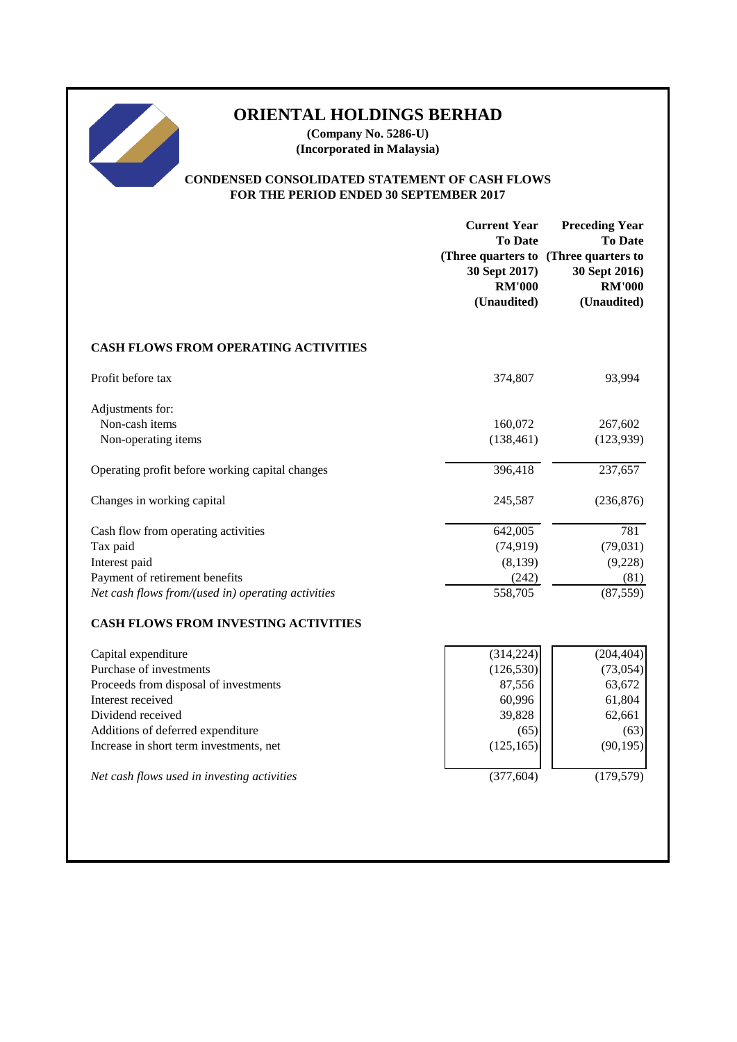# ORIENTAL HOLDINGS BERHAD

**(Company No. 5286-U)**
**(Incorporated in Malaysia)**

## CONDENSED CONSOLIDATED STATEMENT OF CASH FLOWS FOR THE PERIOD ENDED 30 SEPTEMBER 2017

| | Current Year To Date (Three quarters to 30 Sept 2017) RM'000 (Unaudited) | Preceding Year To Date (Three quarters to 30 Sept 2016) RM'000 (Unaudited) |
|---|---|---|
| **CASH FLOWS FROM OPERATING ACTIVITIES** | | |
| Profit before tax | 374,807 | 93,994 |
| Adjustments for: | | |
| Non-cash items | 160,072 | 267,602 |
| Non-operating items | (138,461) | (123,939) |
| Operating profit before working capital changes | 396,418 | 237,657 |
| Changes in working capital | 245,587 | (236,876) |
| Cash flow from operating activities | 642,005 | 781 |
| Tax paid | (74,919) | (79,031) |
| Interest paid | (8,139) | (9,228) |
| Payment of retirement benefits | (242) | (81) |
| *Net cash flows from/(used in) operating activities* | 558,705 | (87,559) |
| **CASH FLOWS FROM INVESTING ACTIVITIES** | | |
| Capital expenditure | (314,224) | (204,404) |
| Purchase of investments | (126,530) | (73,054) |
| Proceeds from disposal of investments | 87,556 | 63,672 |
| Interest received | 60,996 | 61,804 |
| Dividend received | 39,828 | 62,661 |
| Additions of deferred expenditure | (65) | (63) |
| Increase in short term investments, net | (125,165) | (90,195) |
| *Net cash flows used in investing activities* | (377,604) | (179,579) |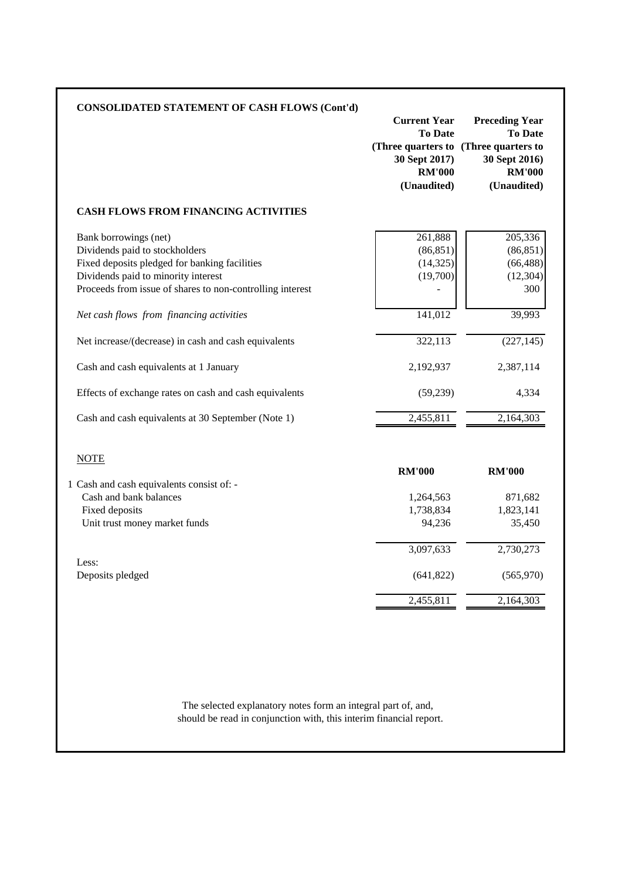## CONSOLIDATED STATEMENT OF CASH FLOWS (Cont'd)

| | Current Year To Date (Three quarters to 30 Sept 2017) RM'000 (Unaudited) | Preceding Year To Date (Three quarters to 30 Sept 2016) RM'000 (Unaudited) |
|---|---|---|
| **CASH FLOWS FROM FINANCING ACTIVITIES** | | |
| Bank borrowings (net) | 261,888 | 205,336 |
| Dividends paid to stockholders | (86,851) | (86,851) |
| Fixed deposits pledged for banking facilities | (14,325) | (66,488) |
| Dividends paid to minority interest | (19,700) | (12,304) |
| Proceeds from issue of shares to non-controlling interest | - | 300 |
| *Net cash flows from financing activities* | 141,012 | 39,993 |
| Net increase/(decrease) in cash and cash equivalents | 322,113 | (227,145) |
| Cash and cash equivalents at 1 January | 2,192,937 | 2,387,114 |
| Effects of exchange rates on cash and cash equivalents | (59,239) | 4,334 |
| Cash and cash equivalents at 30 September (Note 1) | 2,455,811 | 2,164,303 |

NOTE

| | RM'000 | RM'000 |
|---|---|---|
| 1 Cash and cash equivalents consist of: - | | |
| Cash and bank balances | 1,264,563 | 871,682 |
| Fixed deposits | 1,738,834 | 1,823,141 |
| Unit trust money market funds | 94,236 | 35,450 |
| | 3,097,633 | 2,730,273 |
| Less: | | |
| Deposits pledged | (641,822) | (565,970) |
| | 2,455,811 | 2,164,303 |

The selected explanatory notes form an integral part of, and, should be read in conjunction with, this interim financial report.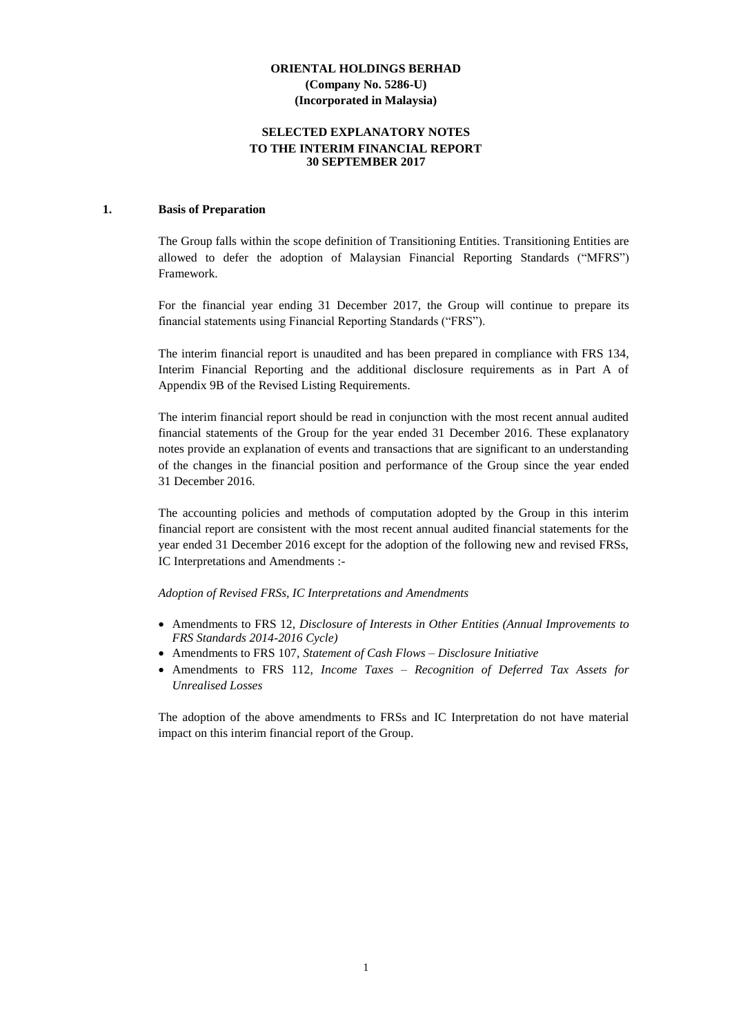**ORIENTAL HOLDINGS BERHAD**
**(Company No. 5286-U)**
**(Incorporated in Malaysia)**

**SELECTED EXPLANATORY NOTES**
**TO THE INTERIM FINANCIAL REPORT**
**30 SEPTEMBER 2017**

## 1. Basis of Preparation

The Group falls within the scope definition of Transitioning Entities. Transitioning Entities are allowed to defer the adoption of Malaysian Financial Reporting Standards ("MFRS") Framework.

For the financial year ending 31 December 2017, the Group will continue to prepare its financial statements using Financial Reporting Standards ("FRS").

The interim financial report is unaudited and has been prepared in compliance with FRS 134, Interim Financial Reporting and the additional disclosure requirements as in Part A of Appendix 9B of the Revised Listing Requirements.

The interim financial report should be read in conjunction with the most recent annual audited financial statements of the Group for the year ended 31 December 2016. These explanatory notes provide an explanation of events and transactions that are significant to an understanding of the changes in the financial position and performance of the Group since the year ended 31 December 2016.

The accounting policies and methods of computation adopted by the Group in this interim financial report are consistent with the most recent annual audited financial statements for the year ended 31 December 2016 except for the adoption of the following new and revised FRSs, IC Interpretations and Amendments :-

*Adoption of Revised FRSs, IC Interpretations and Amendments*

- Amendments to FRS 12, *Disclosure of Interests in Other Entities (Annual Improvements to FRS Standards 2014-2016 Cycle)*
- Amendments to FRS 107, *Statement of Cash Flows – Disclosure Initiative*
- Amendments to FRS 112, *Income Taxes – Recognition of Deferred Tax Assets for Unrealised Losses*

The adoption of the above amendments to FRSs and IC Interpretation do not have material impact on this interim financial report of the Group.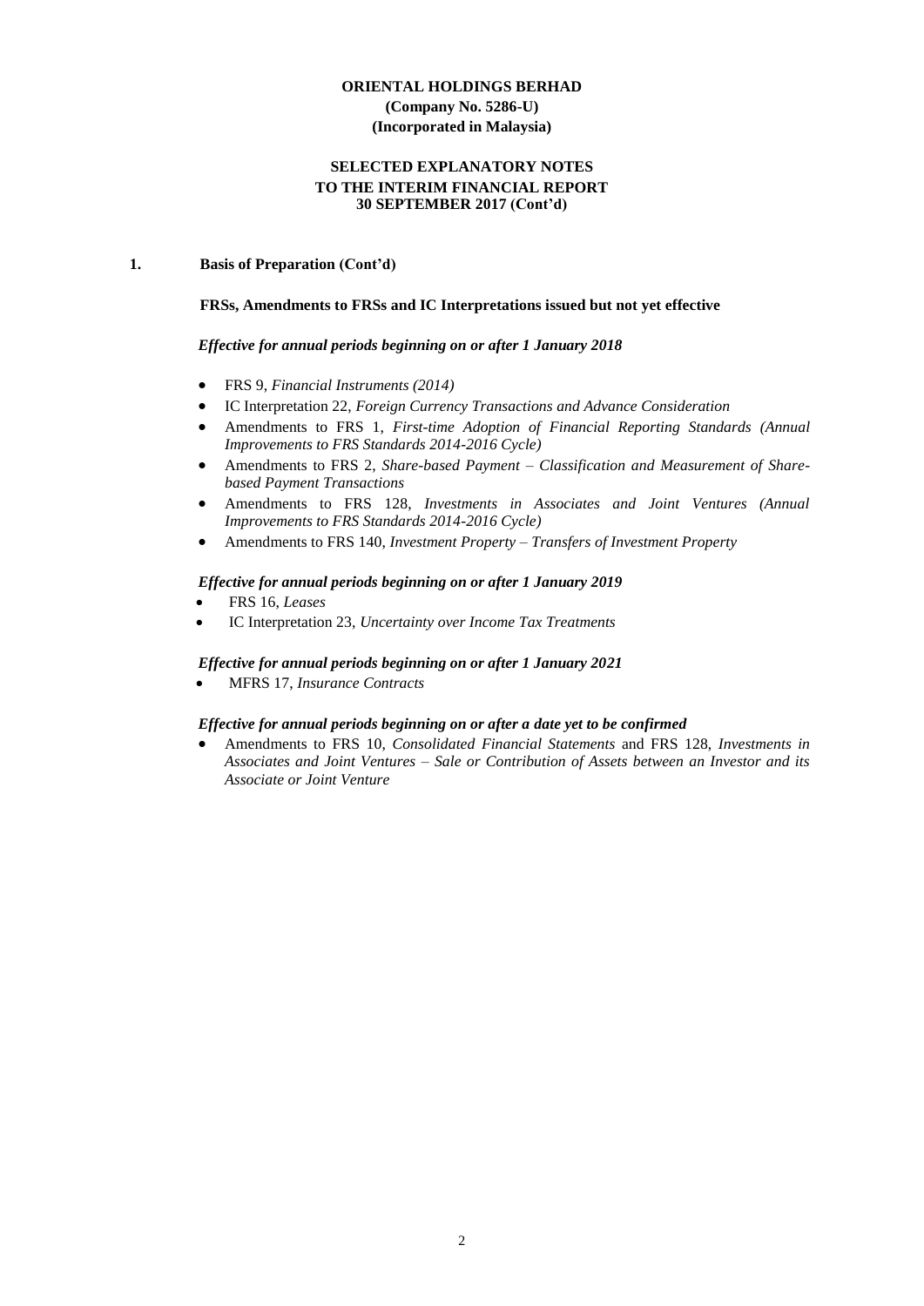**ORIENTAL HOLDINGS BERHAD**
**(Company No. 5286-U)**
**(Incorporated in Malaysia)**

**SELECTED EXPLANATORY NOTES**
**TO THE INTERIM FINANCIAL REPORT**
**30 SEPTEMBER 2017 (Cont'd)**

**1. Basis of Preparation (Cont'd)**

**FRSs, Amendments to FRSs and IC Interpretations issued but not yet effective**

***Effective for annual periods beginning on or after 1 January 2018***

- FRS 9, *Financial Instruments (2014)*
- IC Interpretation 22, *Foreign Currency Transactions and Advance Consideration*
- Amendments to FRS 1, *First-time Adoption of Financial Reporting Standards (Annual Improvements to FRS Standards 2014-2016 Cycle)*
- Amendments to FRS 2, *Share-based Payment – Classification and Measurement of Share-based Payment Transactions*
- Amendments to FRS 128, *Investments in Associates and Joint Ventures (Annual Improvements to FRS Standards 2014-2016 Cycle)*
- Amendments to FRS 140, *Investment Property – Transfers of Investment Property*

***Effective for annual periods beginning on or after 1 January 2019***

- FRS 16, *Leases*
- IC Interpretation 23, *Uncertainty over Income Tax Treatments*

***Effective for annual periods beginning on or after 1 January 2021***

- MFRS 17, *Insurance Contracts*

***Effective for annual periods beginning on or after a date yet to be confirmed***

- Amendments to FRS 10, *Consolidated Financial Statements* and FRS 128, *Investments in Associates and Joint Ventures – Sale or Contribution of Assets between an Investor and its Associate or Joint Venture*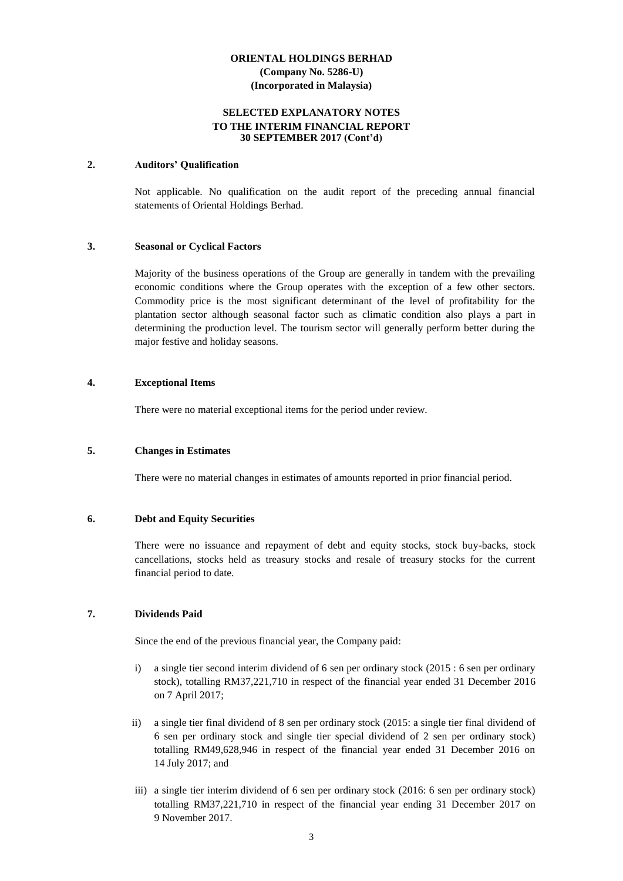**ORIENTAL HOLDINGS BERHAD**
**(Company No. 5286-U)**
**(Incorporated in Malaysia)**

**SELECTED EXPLANATORY NOTES**
**TO THE INTERIM FINANCIAL REPORT**
**30 SEPTEMBER 2017 (Cont'd)**

## 2. Auditors' Qualification

Not applicable. No qualification on the audit report of the preceding annual financial statements of Oriental Holdings Berhad.

## 3. Seasonal or Cyclical Factors

Majority of the business operations of the Group are generally in tandem with the prevailing economic conditions where the Group operates with the exception of a few other sectors. Commodity price is the most significant determinant of the level of profitability for the plantation sector although seasonal factor such as climatic condition also plays a part in determining the production level. The tourism sector will generally perform better during the major festive and holiday seasons.

## 4. Exceptional Items

There were no material exceptional items for the period under review.

## 5. Changes in Estimates

There were no material changes in estimates of amounts reported in prior financial period.

## 6. Debt and Equity Securities

There were no issuance and repayment of debt and equity stocks, stock buy-backs, stock cancellations, stocks held as treasury stocks and resale of treasury stocks for the current financial period to date.

## 7. Dividends Paid

Since the end of the previous financial year, the Company paid:

i) a single tier second interim dividend of 6 sen per ordinary stock (2015 : 6 sen per ordinary stock), totalling RM37,221,710 in respect of the financial year ended 31 December 2016 on 7 April 2017;

ii) a single tier final dividend of 8 sen per ordinary stock (2015: a single tier final dividend of 6 sen per ordinary stock and single tier special dividend of 2 sen per ordinary stock) totalling RM49,628,946 in respect of the financial year ended 31 December 2016 on 14 July 2017; and

iii) a single tier interim dividend of 6 sen per ordinary stock (2016: 6 sen per ordinary stock) totalling RM37,221,710 in respect of the financial year ending 31 December 2017 on 9 November 2017.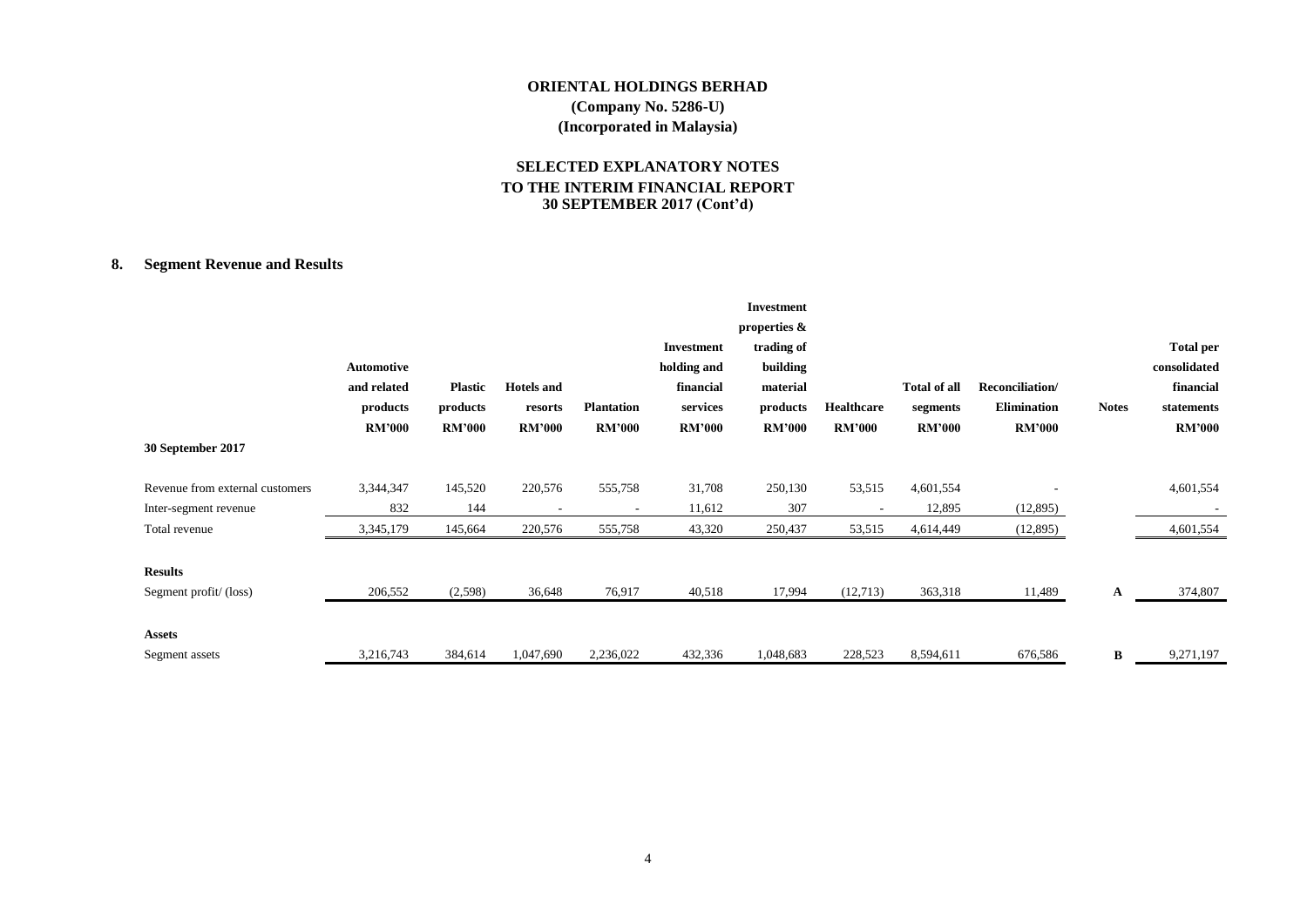# ORIENTAL HOLDINGS BERHAD
**(Company No. 5286-U)**
**(Incorporated in Malaysia)**

## SELECTED EXPLANATORY NOTES TO THE INTERIM FINANCIAL REPORT 30 SEPTEMBER 2017 (Cont'd)

### 8. Segment Revenue and Results

| | Automotive and related products RM'000 | Plastic products RM'000 | Hotels and resorts RM'000 | Plantation RM'000 | Investment holding and financial services RM'000 | Investment properties & trading of building material products RM'000 | Healthcare RM'000 | Total of all segments RM'000 | Reconciliation/ Elimination RM'000 | Notes | Total per consolidated financial statements RM'000 |
|---|---|---|---|---|---|---|---|---|---|---|---|
| **30 September 2017** | | | | | | | | | | | |
| Revenue from external customers | 3,344,347 | 145,520 | 220,576 | 555,758 | 31,708 | 250,130 | 53,515 | 4,601,554 | - | | 4,601,554 |
| Inter-segment revenue | 832 | 144 | - | - | 11,612 | 307 | - | 12,895 | (12,895) | | - |
| Total revenue | 3,345,179 | 145,664 | 220,576 | 555,758 | 43,320 | 250,437 | 53,515 | 4,614,449 | (12,895) | | 4,601,554 |
| **Results** | | | | | | | | | | | |
| Segment profit/ (loss) | 206,552 | (2,598) | 36,648 | 76,917 | 40,518 | 17,994 | (12,713) | 363,318 | 11,489 | A | 374,807 |
| **Assets** | | | | | | | | | | | |
| Segment assets | 3,216,743 | 384,614 | 1,047,690 | 2,236,022 | 432,336 | 1,048,683 | 228,523 | 8,594,611 | 676,586 | B | 9,271,197 |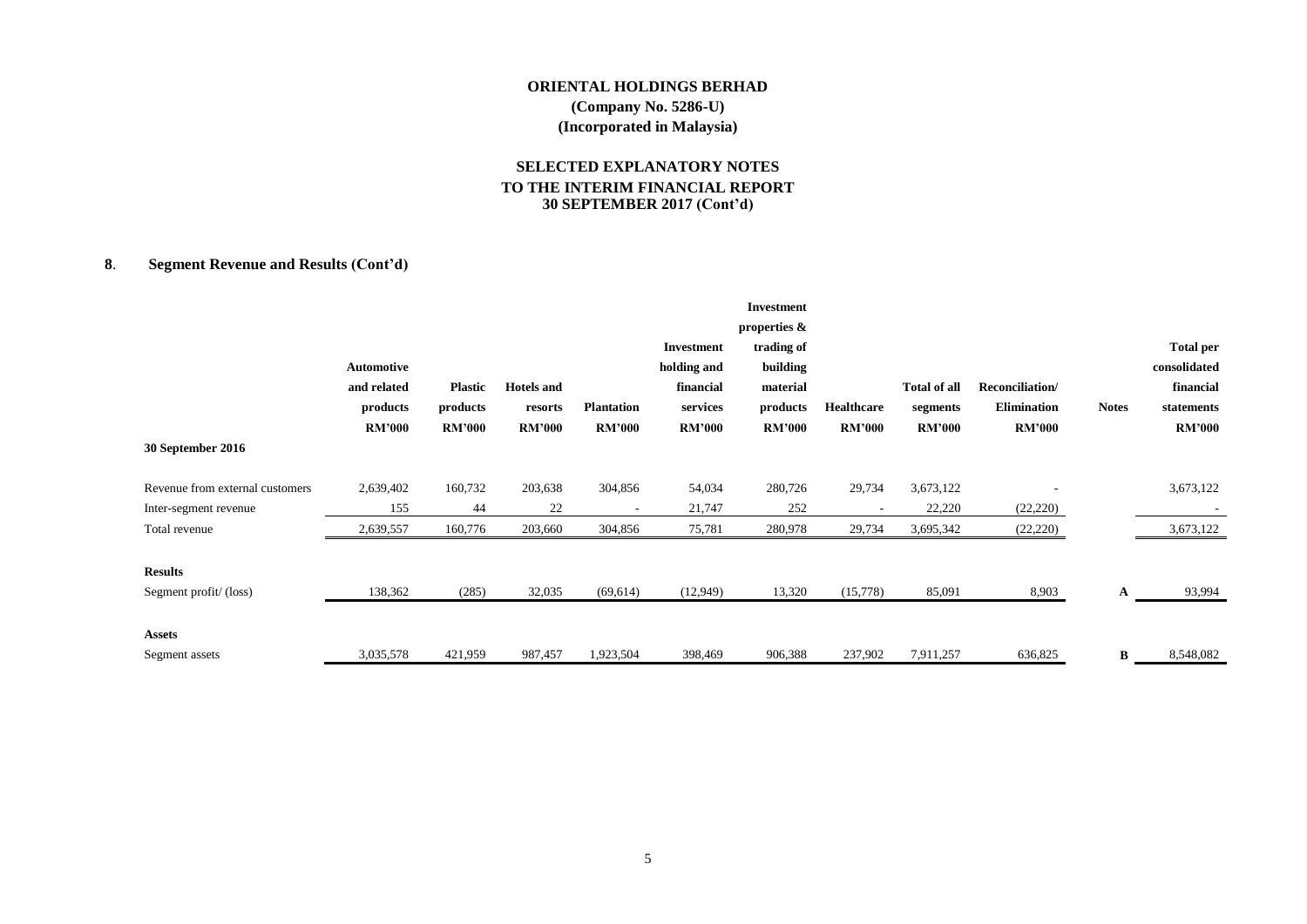**ORIENTAL HOLDINGS BERHAD**
**(Company No. 5286-U)**
**(Incorporated in Malaysia)**

**SELECTED EXPLANATORY NOTES**
**TO THE INTERIM FINANCIAL REPORT**
**30 SEPTEMBER 2017 (Cont'd)**

## 8. Segment Revenue and Results (Cont'd)

| 30 September 2016 | Automotive and related products RM'000 | Plastic products RM'000 | Hotels and resorts RM'000 | Plantation RM'000 | Investment holding and financial services RM'000 | Investment properties & trading of building material products RM'000 | Healthcare RM'000 | Total of all segments RM'000 | Reconciliation/ Elimination RM'000 | Notes | Total per consolidated financial statements RM'000 |
|---|---|---|---|---|---|---|---|---|---|---|---|
| Revenue from external customers | 2,639,402 | 160,732 | 203,638 | 304,856 | 54,034 | 280,726 | 29,734 | 3,673,122 | - | | 3,673,122 |
| Inter-segment revenue | 155 | 44 | 22 | - | 21,747 | 252 | - | 22,220 | (22,220) | | - |
| Total revenue | 2,639,557 | 160,776 | 203,660 | 304,856 | 75,781 | 280,978 | 29,734 | 3,695,342 | (22,220) | | 3,673,122 |
| **Results** | | | | | | | | | | | |
| Segment profit/ (loss) | 138,362 | (285) | 32,035 | (69,614) | (12,949) | 13,320 | (15,778) | 85,091 | 8,903 | A | 93,994 |
| **Assets** | | | | | | | | | | | |
| Segment assets | 3,035,578 | 421,959 | 987,457 | 1,923,504 | 398,469 | 906,388 | 237,902 | 7,911,257 | 636,825 | B | 8,548,082 |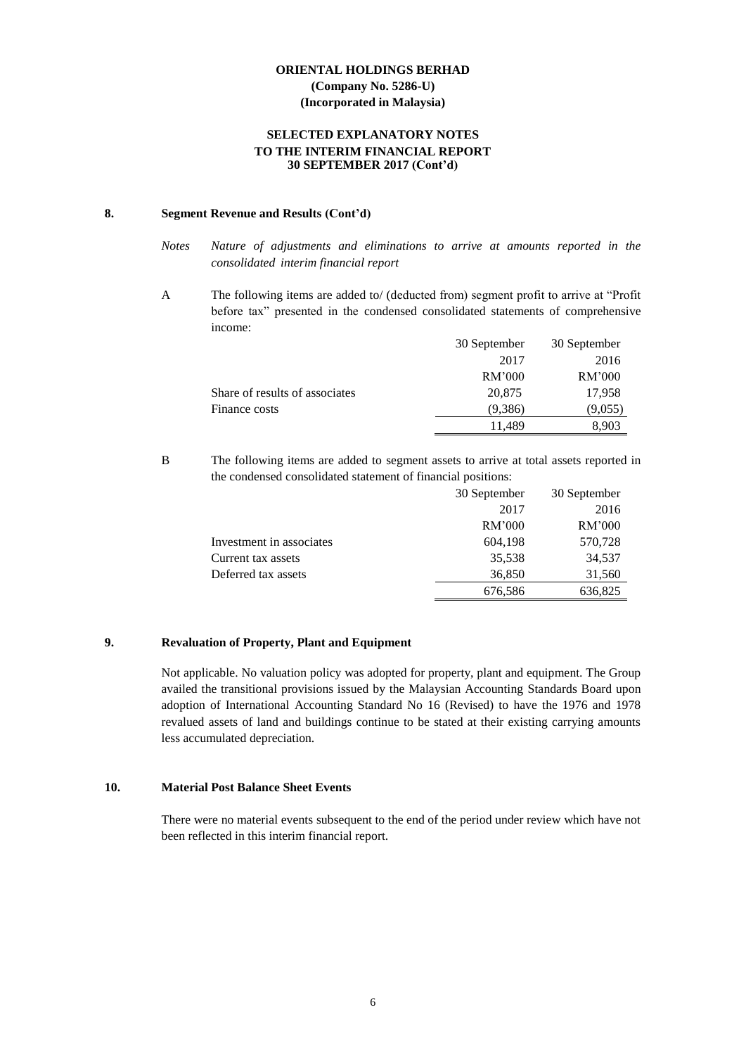**ORIENTAL HOLDINGS BERHAD**
**(Company No. 5286-U)**
**(Incorporated in Malaysia)**

**SELECTED EXPLANATORY NOTES**
**TO THE INTERIM FINANCIAL REPORT**
**30 SEPTEMBER 2017 (Cont'd)**

## 8. Segment Revenue and Results (Cont'd)

*Notes* *Nature of adjustments and eliminations to arrive at amounts reported in the consolidated interim financial report*

A The following items are added to/ (deducted from) segment profit to arrive at "Profit before tax" presented in the condensed consolidated statements of comprehensive income:

| | 30 September 2017 RM'000 | 30 September 2016 RM'000 |
|---|---|---|
| Share of results of associates | 20,875 | 17,958 |
| Finance costs | (9,386) | (9,055) |
| | 11,489 | 8,903 |

B The following items are added to segment assets to arrive at total assets reported in the condensed consolidated statement of financial positions:

| | 30 September 2017 RM'000 | 30 September 2016 RM'000 |
|---|---|---|
| Investment in associates | 604,198 | 570,728 |
| Current tax assets | 35,538 | 34,537 |
| Deferred tax assets | 36,850 | 31,560 |
| | 676,586 | 636,825 |

## 9. Revaluation of Property, Plant and Equipment

Not applicable. No valuation policy was adopted for property, plant and equipment. The Group availed the transitional provisions issued by the Malaysian Accounting Standards Board upon adoption of International Accounting Standard No 16 (Revised) to have the 1976 and 1978 revalued assets of land and buildings continue to be stated at their existing carrying amounts less accumulated depreciation.

## 10. Material Post Balance Sheet Events

There were no material events subsequent to the end of the period under review which have not been reflected in this interim financial report.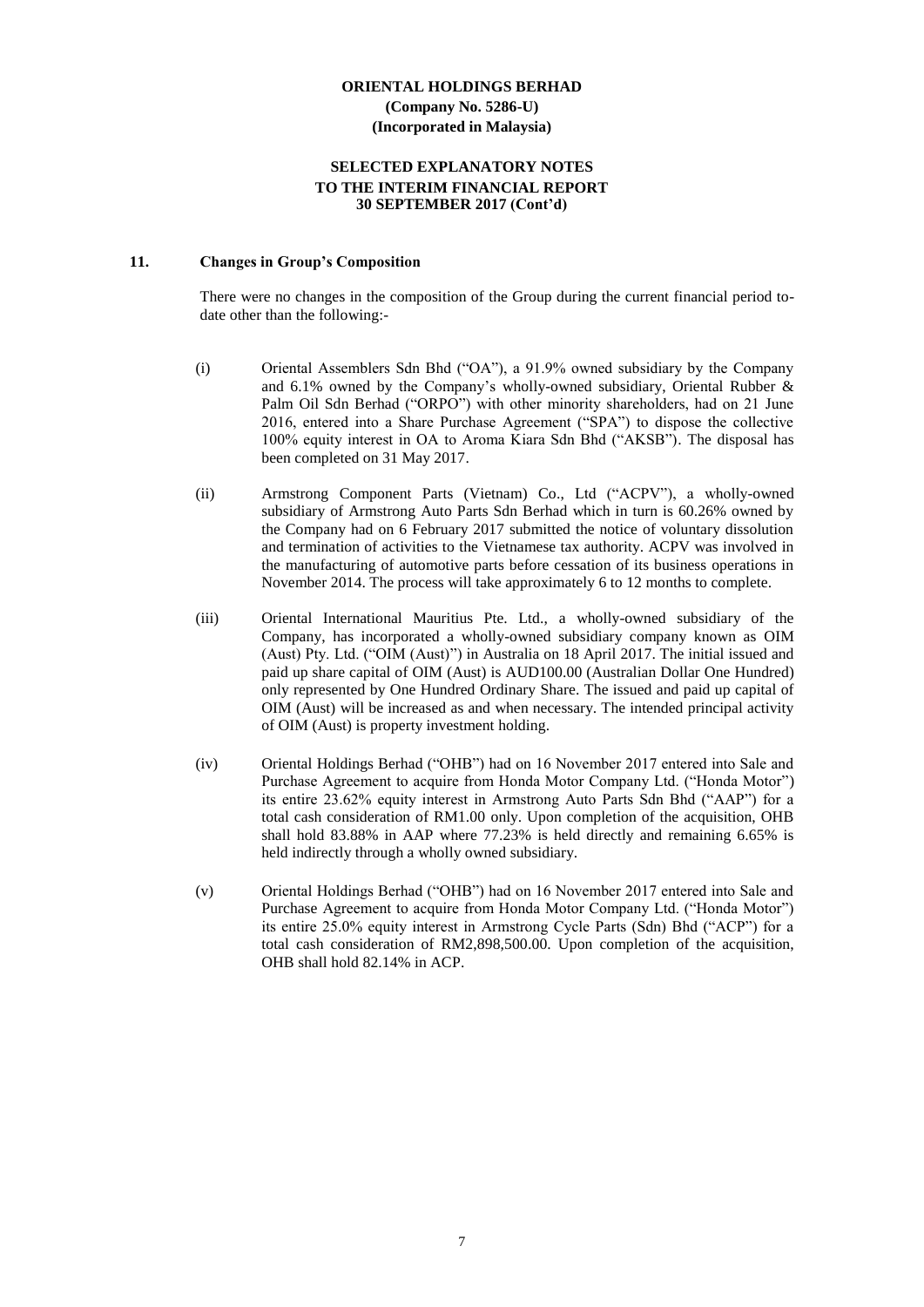**ORIENTAL HOLDINGS BERHAD**
**(Company No. 5286-U)**
**(Incorporated in Malaysia)**

**SELECTED EXPLANATORY NOTES**
**TO THE INTERIM FINANCIAL REPORT**
**30 SEPTEMBER 2017 (Cont'd)**

## 11. Changes in Group's Composition

There were no changes in the composition of the Group during the current financial period to-date other than the following:-

(i) Oriental Assemblers Sdn Bhd ("OA"), a 91.9% owned subsidiary by the Company and 6.1% owned by the Company's wholly-owned subsidiary, Oriental Rubber & Palm Oil Sdn Berhad ("ORPO") with other minority shareholders, had on 21 June 2016, entered into a Share Purchase Agreement ("SPA") to dispose the collective 100% equity interest in OA to Aroma Kiara Sdn Bhd ("AKSB"). The disposal has been completed on 31 May 2017.

(ii) Armstrong Component Parts (Vietnam) Co., Ltd ("ACPV"), a wholly-owned subsidiary of Armstrong Auto Parts Sdn Berhad which in turn is 60.26% owned by the Company had on 6 February 2017 submitted the notice of voluntary dissolution and termination of activities to the Vietnamese tax authority. ACPV was involved in the manufacturing of automotive parts before cessation of its business operations in November 2014. The process will take approximately 6 to 12 months to complete.

(iii) Oriental International Mauritius Pte. Ltd., a wholly-owned subsidiary of the Company, has incorporated a wholly-owned subsidiary company known as OIM (Aust) Pty. Ltd. ("OIM (Aust)") in Australia on 18 April 2017. The initial issued and paid up share capital of OIM (Aust) is AUD100.00 (Australian Dollar One Hundred) only represented by One Hundred Ordinary Share. The issued and paid up capital of OIM (Aust) will be increased as and when necessary. The intended principal activity of OIM (Aust) is property investment holding.

(iv) Oriental Holdings Berhad ("OHB") had on 16 November 2017 entered into Sale and Purchase Agreement to acquire from Honda Motor Company Ltd. ("Honda Motor") its entire 23.62% equity interest in Armstrong Auto Parts Sdn Bhd ("AAP") for a total cash consideration of RM1.00 only. Upon completion of the acquisition, OHB shall hold 83.88% in AAP where 77.23% is held directly and remaining 6.65% is held indirectly through a wholly owned subsidiary.

(v) Oriental Holdings Berhad ("OHB") had on 16 November 2017 entered into Sale and Purchase Agreement to acquire from Honda Motor Company Ltd. ("Honda Motor") its entire 25.0% equity interest in Armstrong Cycle Parts (Sdn) Bhd ("ACP") for a total cash consideration of RM2,898,500.00. Upon completion of the acquisition, OHB shall hold 82.14% in ACP.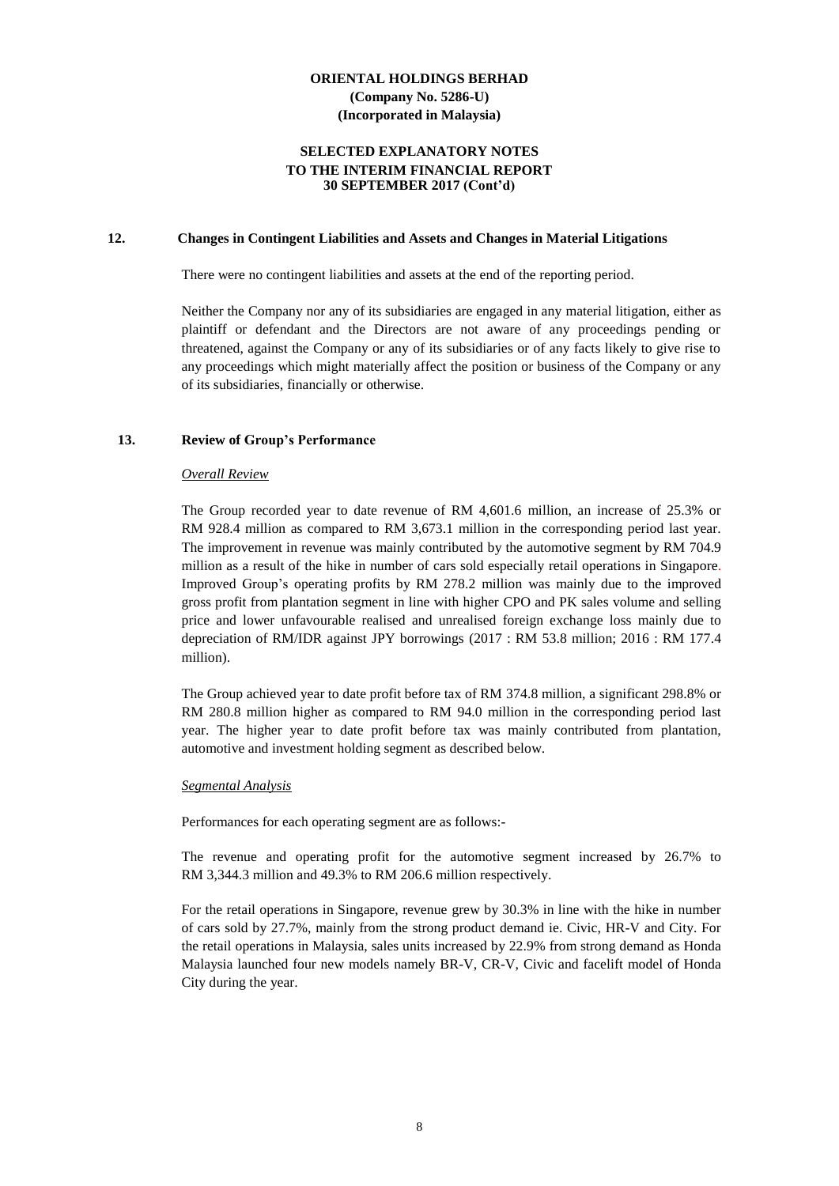**ORIENTAL HOLDINGS BERHAD**
**(Company No. 5286-U)**
**(Incorporated in Malaysia)**

**SELECTED EXPLANATORY NOTES**
**TO THE INTERIM FINANCIAL REPORT**
**30 SEPTEMBER 2017 (Cont'd)**

## 12. Changes in Contingent Liabilities and Assets and Changes in Material Litigations

There were no contingent liabilities and assets at the end of the reporting period.

Neither the Company nor any of its subsidiaries are engaged in any material litigation, either as plaintiff or defendant and the Directors are not aware of any proceedings pending or threatened, against the Company or any of its subsidiaries or of any facts likely to give rise to any proceedings which might materially affect the position or business of the Company or any of its subsidiaries, financially or otherwise.

## 13. Review of Group's Performance

*Overall Review*

The Group recorded year to date revenue of RM 4,601.6 million, an increase of 25.3% or RM 928.4 million as compared to RM 3,673.1 million in the corresponding period last year. The improvement in revenue was mainly contributed by the automotive segment by RM 704.9 million as a result of the hike in number of cars sold especially retail operations in Singapore. Improved Group's operating profits by RM 278.2 million was mainly due to the improved gross profit from plantation segment in line with higher CPO and PK sales volume and selling price and lower unfavourable realised and unrealised foreign exchange loss mainly due to depreciation of RM/IDR against JPY borrowings (2017 : RM 53.8 million; 2016 : RM 177.4 million).

The Group achieved year to date profit before tax of RM 374.8 million, a significant 298.8% or RM 280.8 million higher as compared to RM 94.0 million in the corresponding period last year. The higher year to date profit before tax was mainly contributed from plantation, automotive and investment holding segment as described below.

*Segmental Analysis*

Performances for each operating segment are as follows:-

The revenue and operating profit for the automotive segment increased by 26.7% to RM 3,344.3 million and 49.3% to RM 206.6 million respectively.

For the retail operations in Singapore, revenue grew by 30.3% in line with the hike in number of cars sold by 27.7%, mainly from the strong product demand ie. Civic, HR-V and City. For the retail operations in Malaysia, sales units increased by 22.9% from strong demand as Honda Malaysia launched four new models namely BR-V, CR-V, Civic and facelift model of Honda City during the year.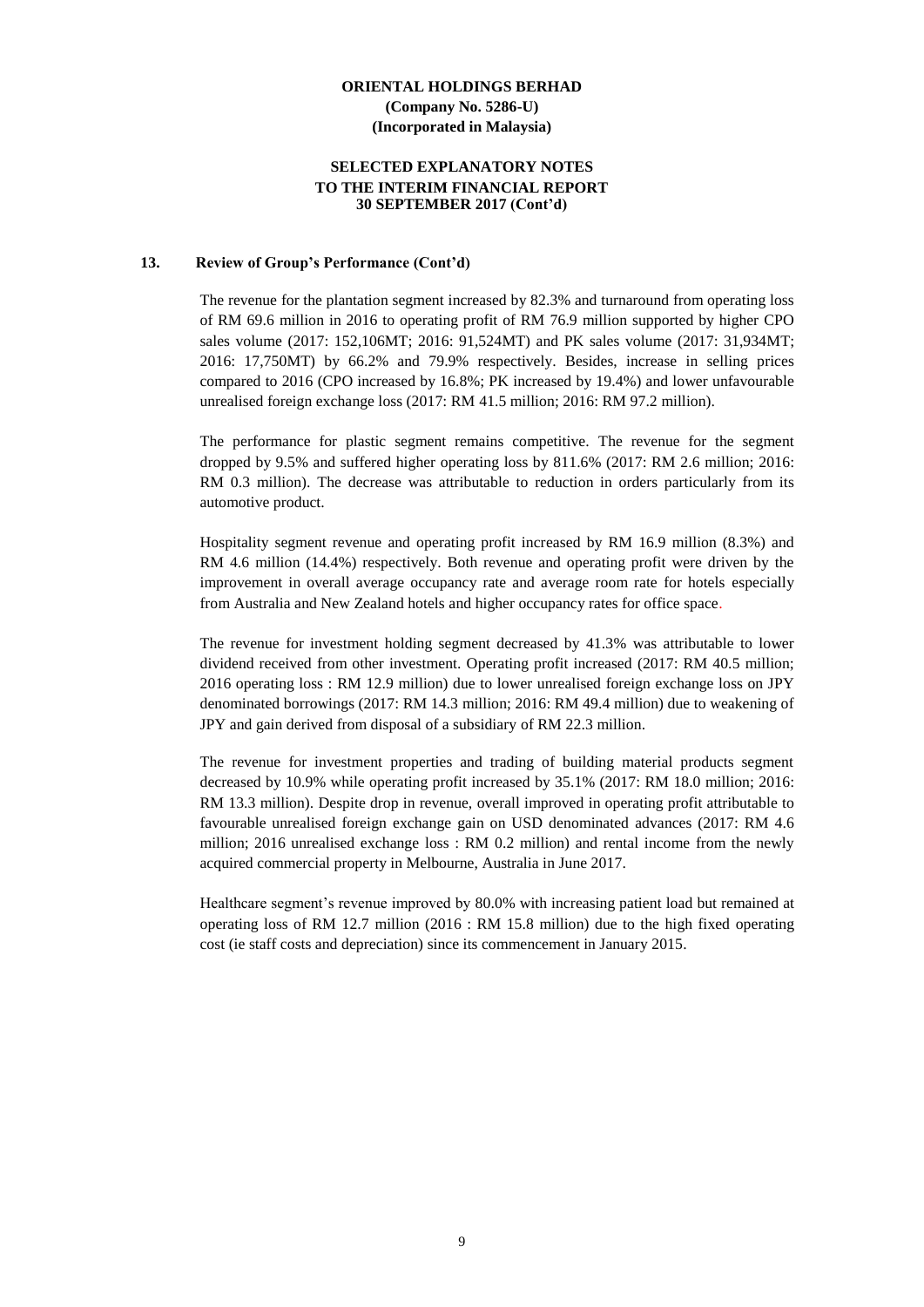**ORIENTAL HOLDINGS BERHAD**
**(Company No. 5286-U)**
**(Incorporated in Malaysia)**

**SELECTED EXPLANATORY NOTES**
**TO THE INTERIM FINANCIAL REPORT**
**30 SEPTEMBER 2017 (Cont'd)**

## 13. Review of Group's Performance (Cont'd)

The revenue for the plantation segment increased by 82.3% and turnaround from operating loss of RM 69.6 million in 2016 to operating profit of RM 76.9 million supported by higher CPO sales volume (2017: 152,106MT; 2016: 91,524MT) and PK sales volume (2017: 31,934MT; 2016: 17,750MT) by 66.2% and 79.9% respectively. Besides, increase in selling prices compared to 2016 (CPO increased by 16.8%; PK increased by 19.4%) and lower unfavourable unrealised foreign exchange loss (2017: RM 41.5 million; 2016: RM 97.2 million).

The performance for plastic segment remains competitive. The revenue for the segment dropped by 9.5% and suffered higher operating loss by 811.6% (2017: RM 2.6 million; 2016: RM 0.3 million). The decrease was attributable to reduction in orders particularly from its automotive product.

Hospitality segment revenue and operating profit increased by RM 16.9 million (8.3%) and RM 4.6 million (14.4%) respectively. Both revenue and operating profit were driven by the improvement in overall average occupancy rate and average room rate for hotels especially from Australia and New Zealand hotels and higher occupancy rates for office space.

The revenue for investment holding segment decreased by 41.3% was attributable to lower dividend received from other investment. Operating profit increased (2017: RM 40.5 million; 2016 operating loss : RM 12.9 million) due to lower unrealised foreign exchange loss on JPY denominated borrowings (2017: RM 14.3 million; 2016: RM 49.4 million) due to weakening of JPY and gain derived from disposal of a subsidiary of RM 22.3 million.

The revenue for investment properties and trading of building material products segment decreased by 10.9% while operating profit increased by 35.1% (2017: RM 18.0 million; 2016: RM 13.3 million). Despite drop in revenue, overall improved in operating profit attributable to favourable unrealised foreign exchange gain on USD denominated advances (2017: RM 4.6 million; 2016 unrealised exchange loss : RM 0.2 million) and rental income from the newly acquired commercial property in Melbourne, Australia in June 2017.

Healthcare segment's revenue improved by 80.0% with increasing patient load but remained at operating loss of RM 12.7 million (2016 : RM 15.8 million) due to the high fixed operating cost (ie staff costs and depreciation) since its commencement in January 2015.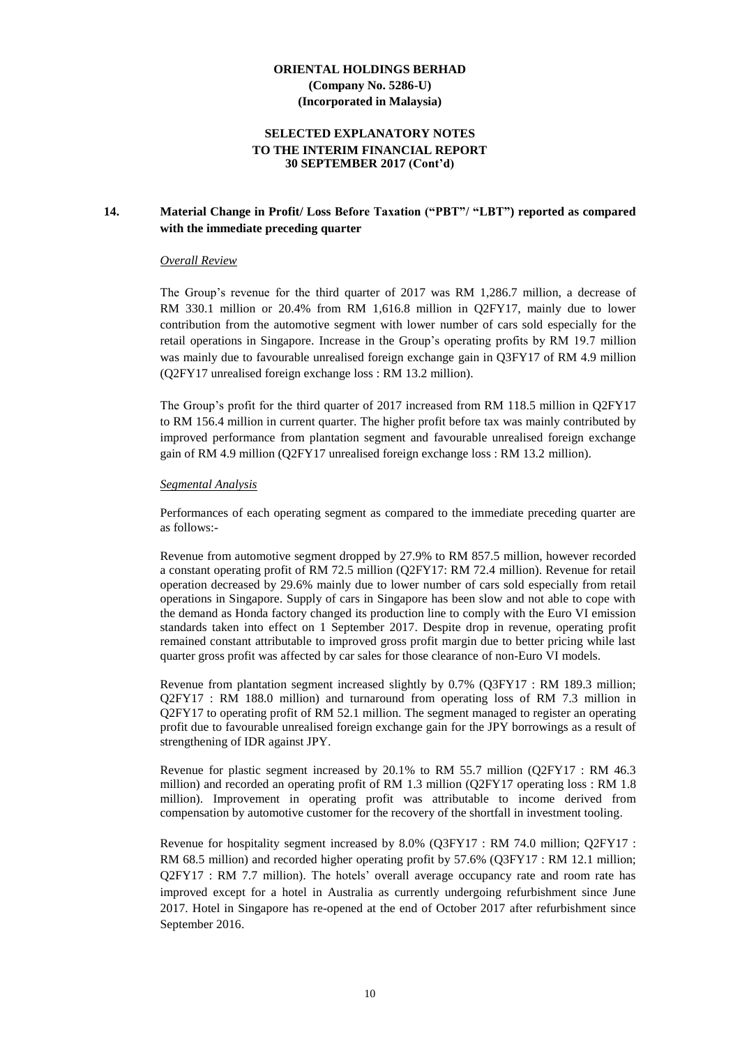**ORIENTAL HOLDINGS BERHAD**
**(Company No. 5286-U)**
**(Incorporated in Malaysia)**

**SELECTED EXPLANATORY NOTES**
**TO THE INTERIM FINANCIAL REPORT**
**30 SEPTEMBER 2017 (Cont'd)**

## 14. Material Change in Profit/ Loss Before Taxation ("PBT"/ "LBT") reported as compared with the immediate preceding quarter

*Overall Review*

The Group's revenue for the third quarter of 2017 was RM 1,286.7 million, a decrease of RM 330.1 million or 20.4% from RM 1,616.8 million in Q2FY17, mainly due to lower contribution from the automotive segment with lower number of cars sold especially for the retail operations in Singapore. Increase in the Group's operating profits by RM 19.7 million was mainly due to favourable unrealised foreign exchange gain in Q3FY17 of RM 4.9 million (Q2FY17 unrealised foreign exchange loss : RM 13.2 million).

The Group's profit for the third quarter of 2017 increased from RM 118.5 million in Q2FY17 to RM 156.4 million in current quarter. The higher profit before tax was mainly contributed by improved performance from plantation segment and favourable unrealised foreign exchange gain of RM 4.9 million (Q2FY17 unrealised foreign exchange loss : RM 13.2 million).

*Segmental Analysis*

Performances of each operating segment as compared to the immediate preceding quarter are as follows:-

Revenue from automotive segment dropped by 27.9% to RM 857.5 million, however recorded a constant operating profit of RM 72.5 million (Q2FY17: RM 72.4 million). Revenue for retail operation decreased by 29.6% mainly due to lower number of cars sold especially from retail operations in Singapore. Supply of cars in Singapore has been slow and not able to cope with the demand as Honda factory changed its production line to comply with the Euro VI emission standards taken into effect on 1 September 2017. Despite drop in revenue, operating profit remained constant attributable to improved gross profit margin due to better pricing while last quarter gross profit was affected by car sales for those clearance of non-Euro VI models.

Revenue from plantation segment increased slightly by 0.7% (Q3FY17 : RM 189.3 million; Q2FY17 : RM 188.0 million) and turnaround from operating loss of RM 7.3 million in Q2FY17 to operating profit of RM 52.1 million. The segment managed to register an operating profit due to favourable unrealised foreign exchange gain for the JPY borrowings as a result of strengthening of IDR against JPY.

Revenue for plastic segment increased by 20.1% to RM 55.7 million (Q2FY17 : RM 46.3 million) and recorded an operating profit of RM 1.3 million (Q2FY17 operating loss : RM 1.8 million). Improvement in operating profit was attributable to income derived from compensation by automotive customer for the recovery of the shortfall in investment tooling.

Revenue for hospitality segment increased by 8.0% (Q3FY17 : RM 74.0 million; Q2FY17 : RM 68.5 million) and recorded higher operating profit by 57.6% (Q3FY17 : RM 12.1 million; Q2FY17 : RM 7.7 million). The hotels' overall average occupancy rate and room rate has improved except for a hotel in Australia as currently undergoing refurbishment since June 2017. Hotel in Singapore has re-opened at the end of October 2017 after refurbishment since September 2016.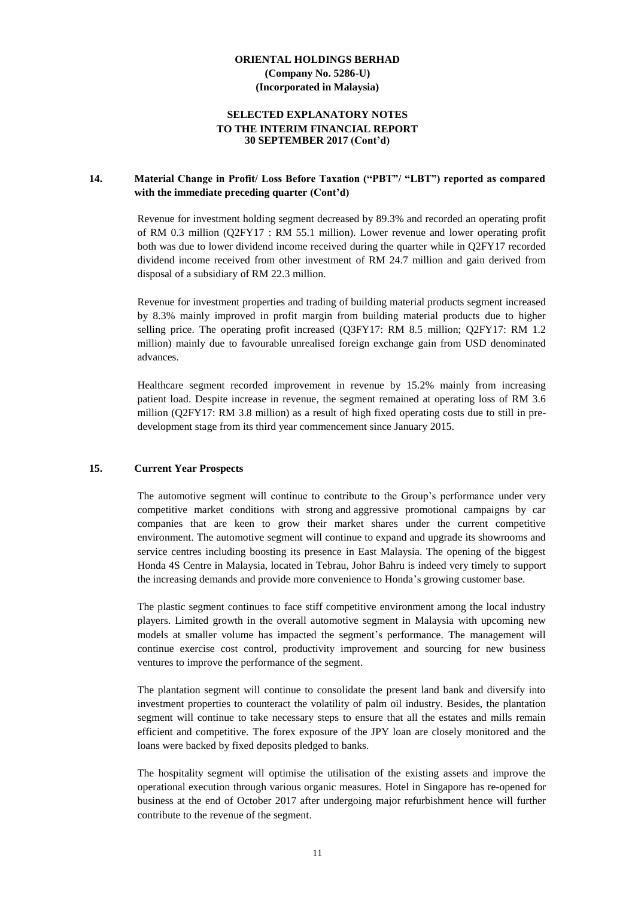## 14. Material Change in Profit/ Loss Before Taxation ("PBT"/ "LBT") reported as compared with the immediate preceding quarter (Cont'd)

Revenue for investment holding segment decreased by 89.3% and recorded an operating profit of RM 0.3 million (Q2FY17 : RM 55.1 million). Lower revenue and lower operating profit both was due to lower dividend income received during the quarter while in Q2FY17 recorded dividend income received from other investment of RM 24.7 million and gain derived from disposal of a subsidiary of RM 22.3 million.

Revenue for investment properties and trading of building material products segment increased by 8.3% mainly improved in profit margin from building material products due to higher selling price. The operating profit increased (Q3FY17: RM 8.5 million; Q2FY17: RM 1.2 million) mainly due to favourable unrealised foreign exchange gain from USD denominated advances.

Healthcare segment recorded improvement in revenue by 15.2% mainly from increasing patient load. Despite increase in revenue, the segment remained at operating loss of RM 3.6 million (Q2FY17: RM 3.8 million) as a result of high fixed operating costs due to still in pre-development stage from its third year commencement since January 2015.

## 15. Current Year Prospects

The automotive segment will continue to contribute to the Group's performance under very competitive market conditions with strong and aggressive promotional campaigns by car companies that are keen to grow their market shares under the current competitive environment. The automotive segment will continue to expand and upgrade its showrooms and service centres including boosting its presence in East Malaysia. The opening of the biggest Honda 4S Centre in Malaysia, located in Tebrau, Johor Bahru is indeed very timely to support the increasing demands and provide more convenience to Honda's growing customer base.

The plastic segment continues to face stiff competitive environment among the local industry players. Limited growth in the overall automotive segment in Malaysia with upcoming new models at smaller volume has impacted the segment's performance. The management will continue exercise cost control, productivity improvement and sourcing for new business ventures to improve the performance of the segment.

The plantation segment will continue to consolidate the present land bank and diversify into investment properties to counteract the volatility of palm oil industry. Besides, the plantation segment will continue to take necessary steps to ensure that all the estates and mills remain efficient and competitive. The forex exposure of the JPY loan are closely monitored and the loans were backed by fixed deposits pledged to banks.

The hospitality segment will optimise the utilisation of the existing assets and improve the operational execution through various organic measures. Hotel in Singapore has re-opened for business at the end of October 2017 after undergoing major refurbishment hence will further contribute to the revenue of the segment.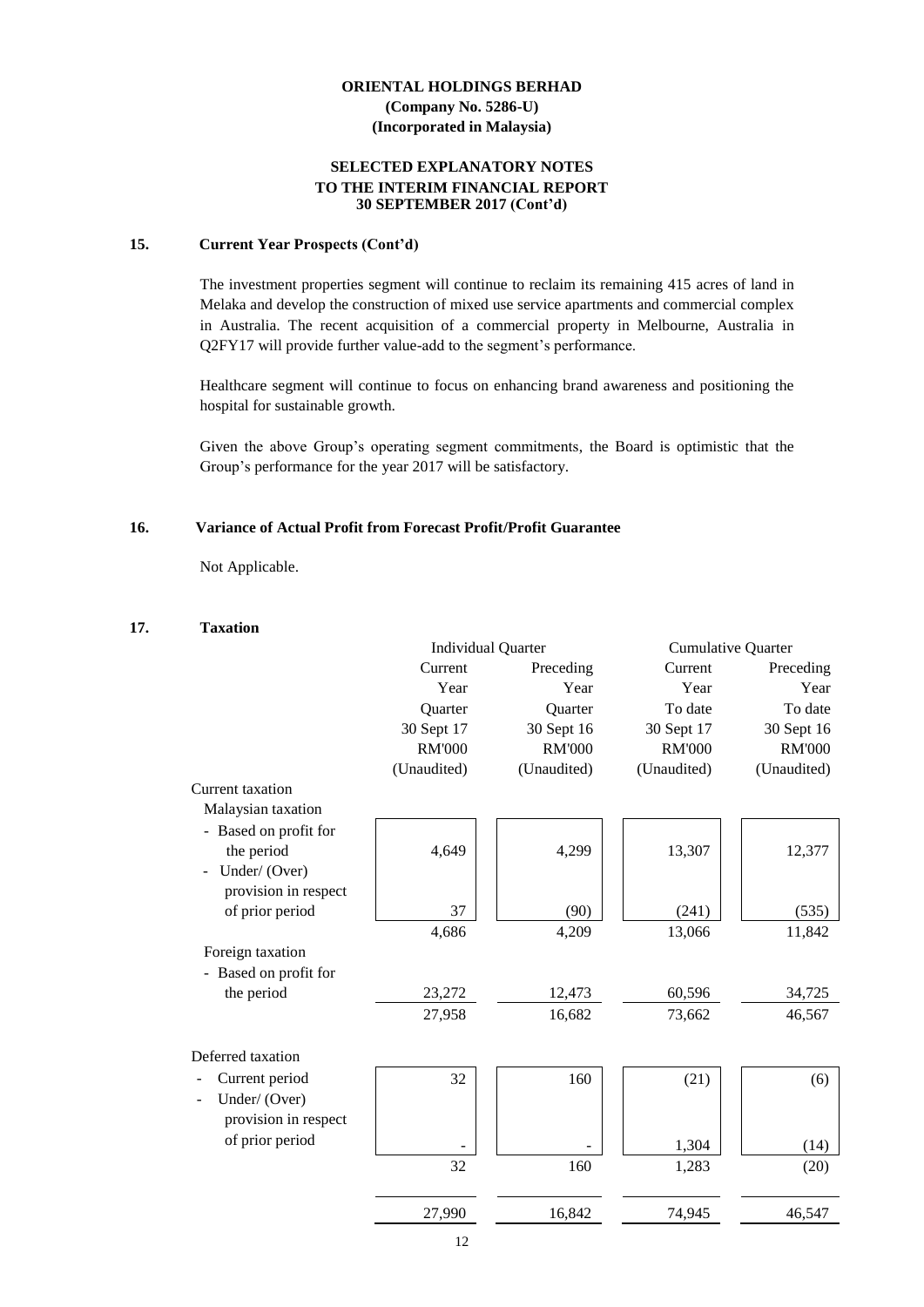**ORIENTAL HOLDINGS BERHAD**
**(Company No. 5286-U)**
**(Incorporated in Malaysia)**

**SELECTED EXPLANATORY NOTES**
**TO THE INTERIM FINANCIAL REPORT**
**30 SEPTEMBER 2017 (Cont'd)**

## 15. Current Year Prospects (Cont'd)

The investment properties segment will continue to reclaim its remaining 415 acres of land in Melaka and develop the construction of mixed use service apartments and commercial complex in Australia. The recent acquisition of a commercial property in Melbourne, Australia in Q2FY17 will provide further value-add to the segment's performance.

Healthcare segment will continue to focus on enhancing brand awareness and positioning the hospital for sustainable growth.

Given the above Group's operating segment commitments, the Board is optimistic that the Group's performance for the year 2017 will be satisfactory.

## 16. Variance of Actual Profit from Forecast Profit/Profit Guarantee

Not Applicable.

## 17. Taxation

| | Individual Quarter | | Cumulative Quarter | |
|---|---|---|---|---|
| | Current Year Quarter 30 Sept 17 RM'000 (Unaudited) | Preceding Year Quarter 30 Sept 16 RM'000 (Unaudited) | Current Year To date 30 Sept 17 RM'000 (Unaudited) | Preceding Year To date 30 Sept 16 RM'000 (Unaudited) |
| Current taxation | | | | |
| Malaysian taxation | | | | |
| - Based on profit for the period | 4,649 | 4,299 | 13,307 | 12,377 |
| - Under/ (Over) provision in respect of prior period | 37 | (90) | (241) | (535) |
| | 4,686 | 4,209 | 13,066 | 11,842 |
| Foreign taxation | | | | |
| - Based on profit for the period | 23,272 | 12,473 | 60,596 | 34,725 |
| | 27,958 | 16,682 | 73,662 | 46,567 |
| Deferred taxation | | | | |
| - Current period | 32 | 160 | (21) | (6) |
| - Under/ (Over) provision in respect of prior period | - | - | 1,304 | (14) |
| | 32 | 160 | 1,283 | (20) |
| | 27,990 | 16,842 | 74,945 | 46,547 |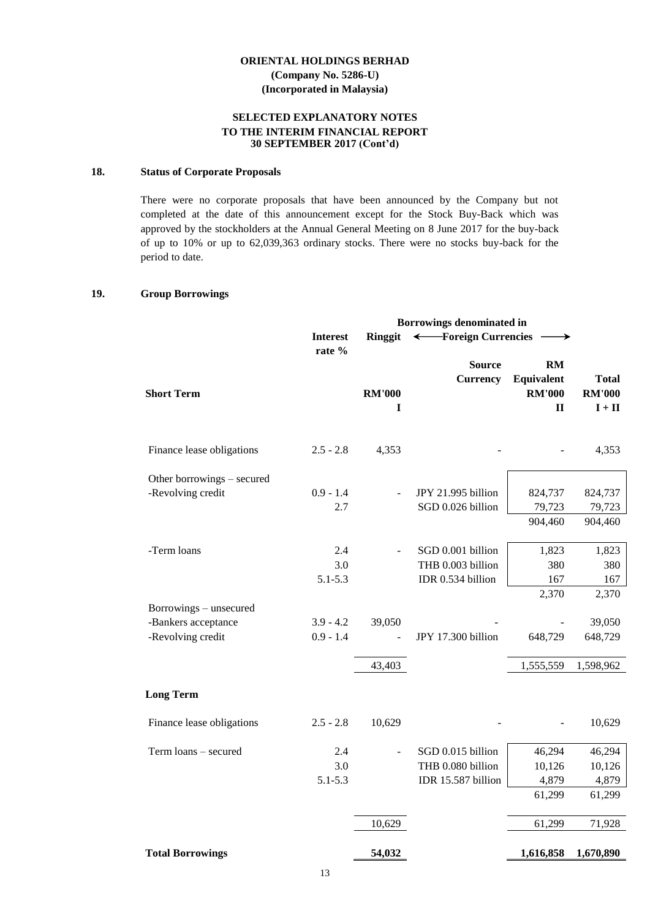**ORIENTAL HOLDINGS BERHAD**
**(Company No. 5286-U)**
**(Incorporated in Malaysia)**

**SELECTED EXPLANATORY NOTES**
**TO THE INTERIM FINANCIAL REPORT**
**30 SEPTEMBER 2017 (Cont'd)**

## 18. Status of Corporate Proposals

There were no corporate proposals that have been announced by the Company but not completed at the date of this announcement except for the Stock Buy-Back which was approved by the stockholders at the Annual General Meeting on 8 June 2017 for the buy-back of up to 10% or up to 62,039,363 ordinary stocks. There were no stocks buy-back for the period to date.

## 19. Group Borrowings

| | Interest rate % | Borrowings denominated in Ringgit | Foreign Currencies | | |
|---|---|---|---|---|---|
| | | | Source Currency | RM Equivalent | Total |
| **Short Term** | | **RM'000** | | **RM'000** | **RM'000** |
| | | **I** | | **II** | **I + II** |
| Finance lease obligations | 2.5 - 2.8 | 4,353 | - | - | 4,353 |
| Other borrowings – secured | | | | | |
| -Revolving credit | 0.9 - 1.4 | - | JPY 21.995 billion | 824,737 | 824,737 |
| | 2.7 | | SGD 0.026 billion | 79,723 | 79,723 |
| | | | | 904,460 | 904,460 |
| -Term loans | 2.4 | - | SGD 0.001 billion | 1,823 | 1,823 |
| | 3.0 | | THB 0.003 billion | 380 | 380 |
| | 5.1-5.3 | | IDR 0.534 billion | 167 | 167 |
| | | | | 2,370 | 2,370 |
| Borrowings – unsecured | | | | | |
| -Bankers acceptance | 3.9 - 4.2 | 39,050 | - | - | 39,050 |
| -Revolving credit | 0.9 - 1.4 | - | JPY 17.300 billion | 648,729 | 648,729 |
| | | 43,403 | | 1,555,559 | 1,598,962 |
| **Long Term** | | | | | |
| Finance lease obligations | 2.5 - 2.8 | 10,629 | - | - | 10,629 |
| Term loans – secured | 2.4 | - | SGD 0.015 billion | 46,294 | 46,294 |
| | 3.0 | | THB 0.080 billion | 10,126 | 10,126 |
| | 5.1-5.3 | | IDR 15.587 billion | 4,879 | 4,879 |
| | | | | 61,299 | 61,299 |
| | | 10,629 | | 61,299 | 71,928 |
| **Total Borrowings** | | **54,032** | | **1,616,858** | **1,670,890** |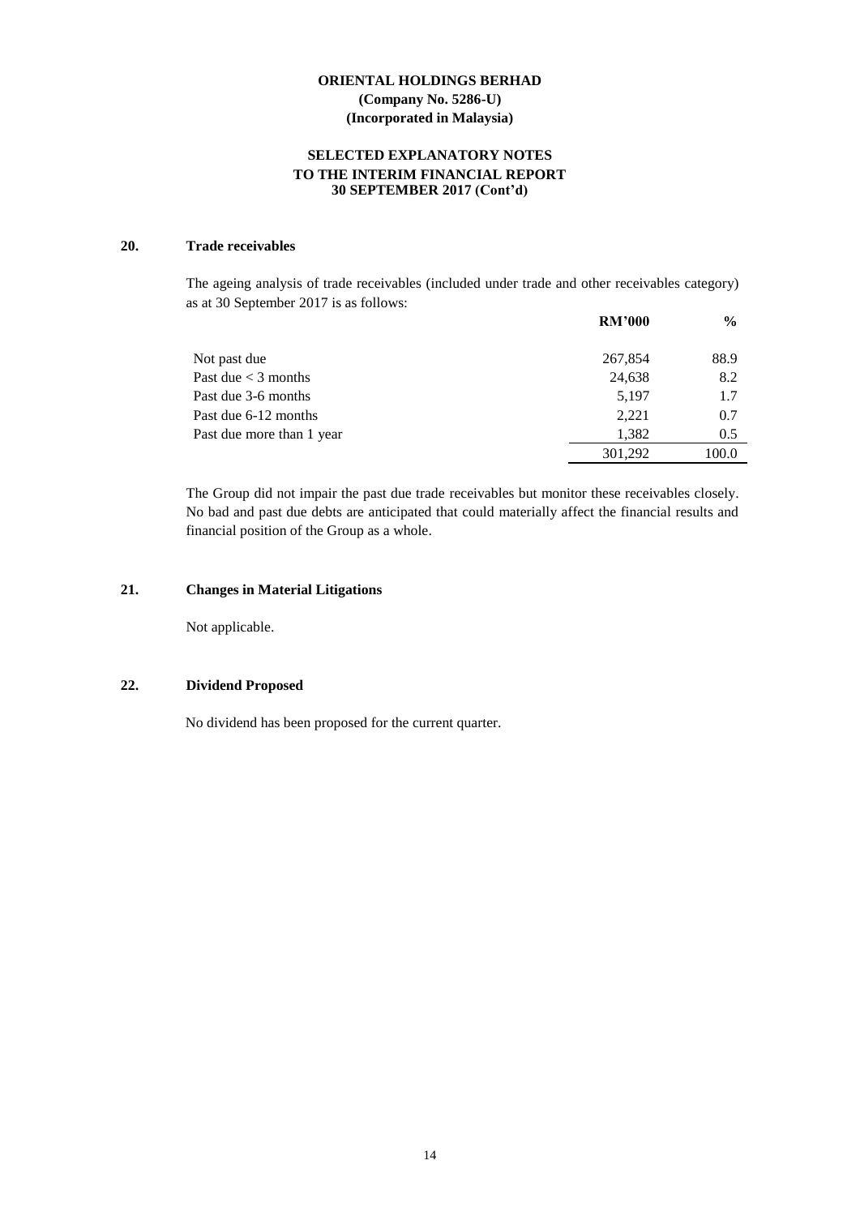# ORIENTAL HOLDINGS BERHAD
**(Company No. 5286-U)**
**(Incorporated in Malaysia)**

**SELECTED EXPLANATORY NOTES**
**TO THE INTERIM FINANCIAL REPORT**
**30 SEPTEMBER 2017 (Cont'd)**

## 20. Trade receivables

The ageing analysis of trade receivables (included under trade and other receivables category) as at 30 September 2017 is as follows:

| | RM'000 | % |
|---|---|---|
| Not past due | 267,854 | 88.9 |
| Past due < 3 months | 24,638 | 8.2 |
| Past due 3-6 months | 5,197 | 1.7 |
| Past due 6-12 months | 2,221 | 0.7 |
| Past due more than 1 year | 1,382 | 0.5 |
| | 301,292 | 100.0 |

The Group did not impair the past due trade receivables but monitor these receivables closely. No bad and past due debts are anticipated that could materially affect the financial results and financial position of the Group as a whole.

## 21. Changes in Material Litigations

Not applicable.

## 22. Dividend Proposed

No dividend has been proposed for the current quarter.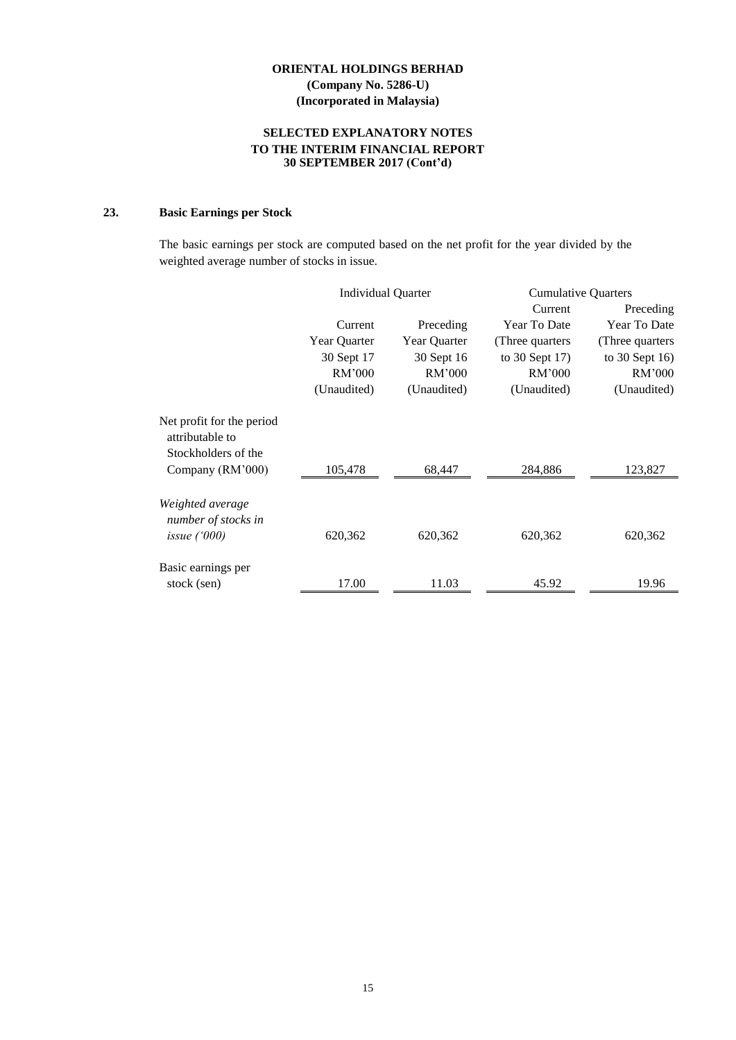**ORIENTAL HOLDINGS BERHAD**
**(Company No. 5286-U)**
**(Incorporated in Malaysia)**

**SELECTED EXPLANATORY NOTES**
**TO THE INTERIM FINANCIAL REPORT**
**30 SEPTEMBER 2017 (Cont'd)**

## 23. Basic Earnings per Stock

The basic earnings per stock are computed based on the net profit for the year divided by the weighted average number of stocks in issue.

| | Individual Quarter | | Cumulative Quarters | |
|---|---|---|---|---|
| | Current Year Quarter 30 Sept 17 RM'000 (Unaudited) | Preceding Year Quarter 30 Sept 16 RM'000 (Unaudited) | Current Year To Date (Three quarters to 30 Sept 17) RM'000 (Unaudited) | Preceding Year To Date (Three quarters to 30 Sept 16) RM'000 (Unaudited) |
| Net profit for the period attributable to Stockholders of the Company (RM'000) | 105,478 | 68,447 | 284,886 | 123,827 |
| *Weighted average number of stocks in issue ('000)* | 620,362 | 620,362 | 620,362 | 620,362 |
| Basic earnings per stock (sen) | 17.00 | 11.03 | 45.92 | 19.96 |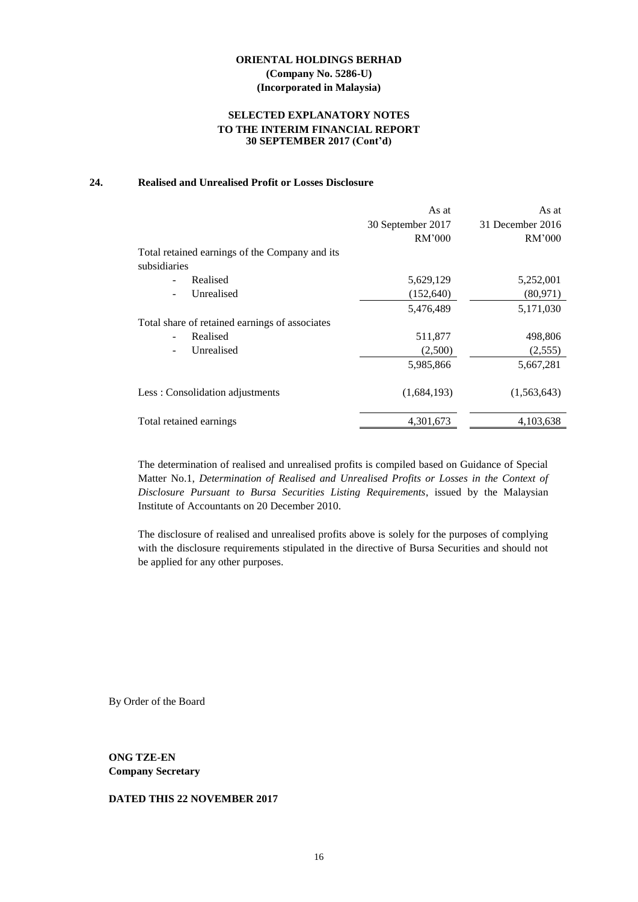**ORIENTAL HOLDINGS BERHAD**
**(Company No. 5286-U)**
**(Incorporated in Malaysia)**

**SELECTED EXPLANATORY NOTES**
**TO THE INTERIM FINANCIAL REPORT**
**30 SEPTEMBER 2017 (Cont'd)**

## 24. Realised and Unrealised Profit or Losses Disclosure

| | As at 30 September 2017 RM'000 | As at 31 December 2016 RM'000 |
|---|---|---|
| Total retained earnings of the Company and its subsidiaries | | |
| - Realised | 5,629,129 | 5,252,001 |
| - Unrealised | (152,640) | (80,971) |
| | 5,476,489 | 5,171,030 |
| Total share of retained earnings of associates | | |
| - Realised | 511,877 | 498,806 |
| - Unrealised | (2,500) | (2,555) |
| | 5,985,866 | 5,667,281 |
| Less : Consolidation adjustments | (1,684,193) | (1,563,643) |
| Total retained earnings | 4,301,673 | 4,103,638 |

The determination of realised and unrealised profits is compiled based on Guidance of Special Matter No.1, *Determination of Realised and Unrealised Profits or Losses in the Context of Disclosure Pursuant to Bursa Securities Listing Requirements*, issued by the Malaysian Institute of Accountants on 20 December 2010.

The disclosure of realised and unrealised profits above is solely for the purposes of complying with the disclosure requirements stipulated in the directive of Bursa Securities and should not be applied for any other purposes.

By Order of the Board

**ONG TZE-EN**
**Company Secretary**

**DATED THIS 22 NOVEMBER 2017**